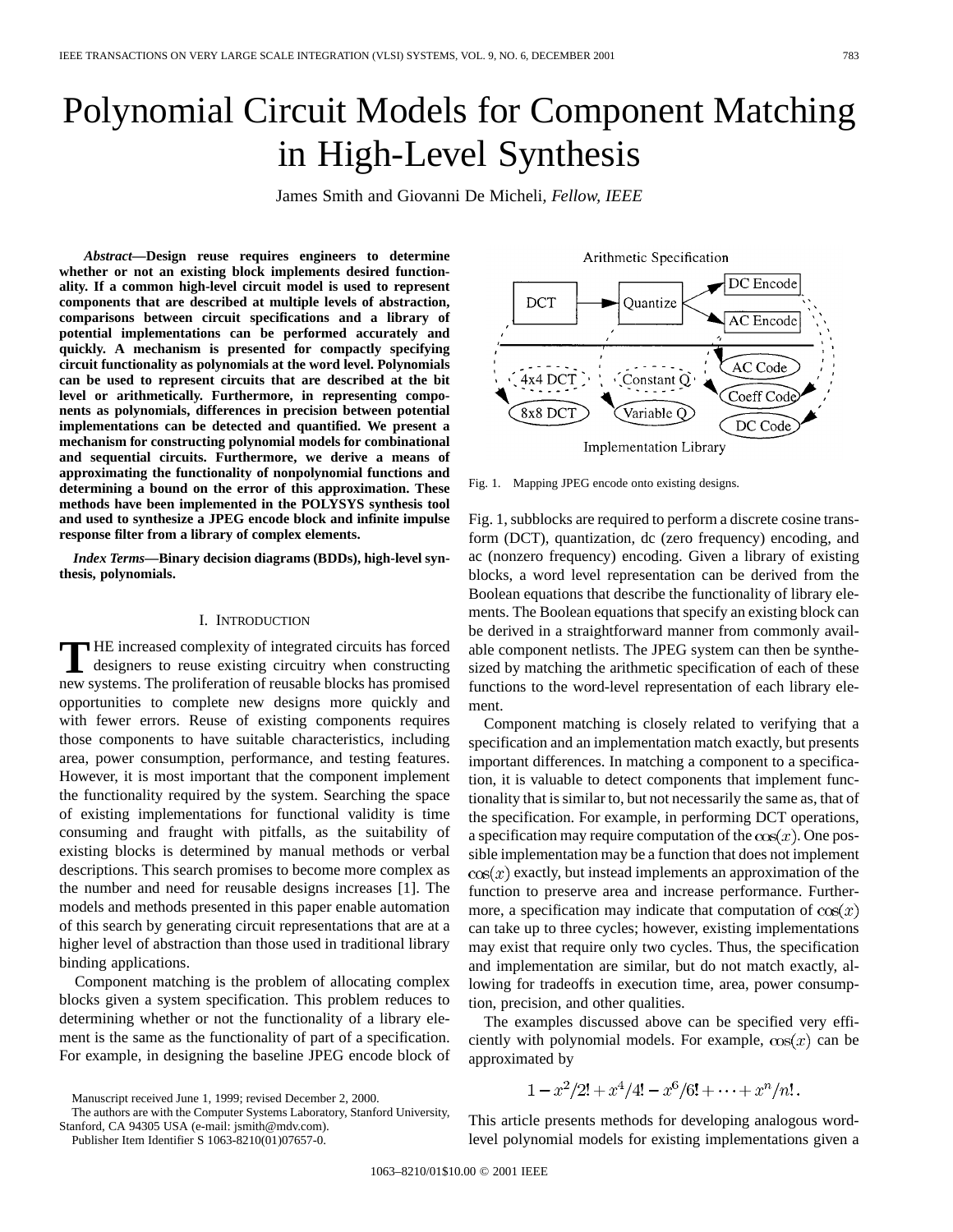# Polynomial Circuit Models for Component Matching in High-Level Synthesis

James Smith and Giovanni De Micheli, *Fellow, IEEE*

***Abstract*—Design reuse requires engineers to determine whether or not an existing block implements desired functionality. If a common high-level circuit model is used to represent components that are described at multiple levels of abstraction, comparisons between circuit specifications and a library of potential implementations can be performed accurately and quickly. A mechanism is presented for compactly specifying circuit functionality as polynomials at the word level. Polynomials can be used to represent circuits that are described at the bit level or arithmetically. Furthermore, in representing components as polynomials, differences in precision between potential implementations can be detected and quantified. We present a mechanism for constructing polynomial models for combinational and sequential circuits. Furthermore, we derive a means of approximating the functionality of nonpolynomial functions and determining a bound on the error of this approximation. These methods have been implemented in the POLYSYS synthesis tool and used to synthesize a JPEG encode block and infinite impulse response filter from a library of complex elements.**

***Index Terms*—Binary decision diagrams (BDDs), high-level synthesis, polynomials.**

## I. Introduction

The increased complexity of integrated circuits has forced designers to reuse existing circuitry when constructing new systems. The proliferation of reusable blocks has promised opportunities to complete new designs more quickly and with fewer errors. Reuse of existing components requires those components to have suitable characteristics, including area, power consumption, performance, and testing features. However, it is most important that the component implement the functionality required by the system. Searching the space of existing implementations for functional validity is time consuming and fraught with pitfalls, as the suitability of existing blocks is determined by manual methods or verbal descriptions. This search promises to become more complex as the number and need for reusable designs increases [1]. The models and methods presented in this paper enable automation of this search by generating circuit representations that are at a higher level of abstraction than those used in traditional library binding applications.

Component matching is the problem of allocating complex blocks given a system specification. This problem reduces to determining whether or not the functionality of a library element is the same as the functionality of part of a specification. For example, in designing the baseline JPEG encode block of

Arithmetic Specification
DCT
Quantize
DC Encode
AC Encode
4x4 DCT
8x8 DCT
Constant Q
Variable Q
AC Code
Coeff Code
DC Code
Implementation Library

Fig. 1. Mapping JPEG encode onto existing designs.

Fig. 1, subblocks are required to perform a discrete cosine transform (DCT), quantization, dc (zero frequency) encoding, and ac (nonzero frequency) encoding. Given a library of existing blocks, a word level representation can be derived from the Boolean equations that describe the functionality of library elements. The Boolean equations that specify an existing block can be derived in a straightforward manner from commonly available component netlists. The JPEG system can then be synthesized by matching the arithmetic specification of each of these functions to the word-level representation of each library element.

Component matching is closely related to verifying that a specification and an implementation match exactly, but presents important differences. In matching a component to a specification, it is valuable to detect components that implement functionality that is similar to, but not necessarily the same as, that of the specification. For example, in performing DCT operations, a specification may require computation of the $\cos(x)$. One possible implementation may be a function that does not implement $\cos(x)$ exactly, but instead implements an approximation of the function to preserve area and increase performance. Furthermore, a specification may indicate that computation of $\cos(x)$ can take up to three cycles; however, existing implementations may exist that require only two cycles. Thus, the specification and implementation are similar, but do not match exactly, allowing for tradeoffs in execution time, area, power consumption, precision, and other qualities.

The examples discussed above can be specified very efficiently with polynomial models. For example, $\cos(x)$ can be approximated by

$$1 - x^2/2! + x^4/4! - x^6/6! + \cdots + x^n/n!.$$

This article presents methods for developing analogous word-level polynomial models for existing implementations given a

Manuscript received June 1, 1999; revised December 2, 2000.

The authors are with the Computer Systems Laboratory, Stanford University, Stanford, CA 94305 USA (e-mail: jsmith@mdv.com).

Publisher Item Identifier S 1063-8210(01)07657-0.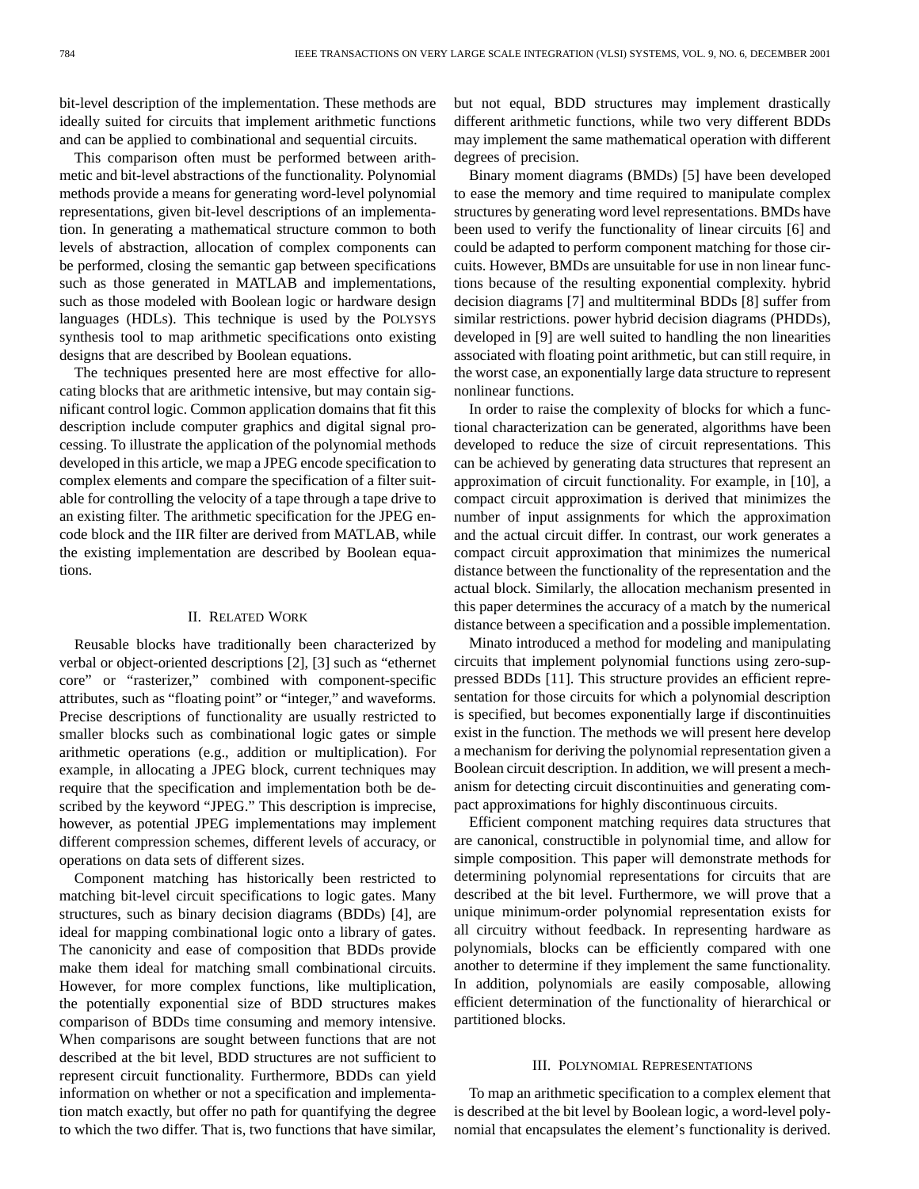bit-level description of the implementation. These methods are ideally suited for circuits that implement arithmetic functions and can be applied to combinational and sequential circuits.

This comparison often must be performed between arithmetic and bit-level abstractions of the functionality. Polynomial methods provide a means for generating word-level polynomial representations, given bit-level descriptions of an implementation. In generating a mathematical structure common to both levels of abstraction, allocation of complex components can be performed, closing the semantic gap between specifications such as those generated in MATLAB and implementations, such as those modeled with Boolean logic or hardware design languages (HDLs). This technique is used by the POLYSYS synthesis tool to map arithmetic specifications onto existing designs that are described by Boolean equations.

The techniques presented here are most effective for allocating blocks that are arithmetic intensive, but may contain significant control logic. Common application domains that fit this description include computer graphics and digital signal processing. To illustrate the application of the polynomial methods developed in this article, we map a JPEG encode specification to complex elements and compare the specification of a filter suitable for controlling the velocity of a tape through a tape drive to an existing filter. The arithmetic specification for the JPEG encode block and the IIR filter are derived from MATLAB, while the existing implementation are described by Boolean equations.

## II. Related Work

Reusable blocks have traditionally been characterized by verbal or object-oriented descriptions [2], [3] such as "ethernet core" or "rasterizer," combined with component-specific attributes, such as "floating point" or "integer," and waveforms. Precise descriptions of functionality are usually restricted to smaller blocks such as combinational logic gates or simple arithmetic operations (e.g., addition or multiplication). For example, in allocating a JPEG block, current techniques may require that the specification and implementation both be described by the keyword "JPEG." This description is imprecise, however, as potential JPEG implementations may implement different compression schemes, different levels of accuracy, or operations on data sets of different sizes.

Component matching has historically been restricted to matching bit-level circuit specifications to logic gates. Many structures, such as binary decision diagrams (BDDs) [4], are ideal for mapping combinational logic onto a library of gates. The canonicity and ease of composition that BDDs provide make them ideal for matching small combinational circuits. However, for more complex functions, like multiplication, the potentially exponential size of BDD structures makes comparison of BDDs time consuming and memory intensive. When comparisons are sought between functions that are not described at the bit level, BDD structures are not sufficient to represent circuit functionality. Furthermore, BDDs can yield information on whether or not a specification and implementation match exactly, but offer no path for quantifying the degree to which the two differ. That is, two functions that have similar, but not equal, BDD structures may implement drastically different arithmetic functions, while two very different BDDs may implement the same mathematical operation with different degrees of precision.

Binary moment diagrams (BMDs) [5] have been developed to ease the memory and time required to manipulate complex structures by generating word level representations. BMDs have been used to verify the functionality of linear circuits [6] and could be adapted to perform component matching for those circuits. However, BMDs are unsuitable for use in non linear functions because of the resulting exponential complexity. hybrid decision diagrams [7] and multiterminal BDDs [8] suffer from similar restrictions. power hybrid decision diagrams (PHDDs), developed in [9] are well suited to handling the non linearities associated with floating point arithmetic, but can still require, in the worst case, an exponentially large data structure to represent nonlinear functions.

In order to raise the complexity of blocks for which a functional characterization can be generated, algorithms have been developed to reduce the size of circuit representations. This can be achieved by generating data structures that represent an approximation of circuit functionality. For example, in [10], a compact circuit approximation is derived that minimizes the number of input assignments for which the approximation and the actual circuit differ. In contrast, our work generates a compact circuit approximation that minimizes the numerical distance between the functionality of the representation and the actual block. Similarly, the allocation mechanism presented in this paper determines the accuracy of a match by the numerical distance between a specification and a possible implementation.

Minato introduced a method for modeling and manipulating circuits that implement polynomial functions using zero-suppressed BDDs [11]. This structure provides an efficient representation for those circuits for which a polynomial description is specified, but becomes exponentially large if discontinuities exist in the function. The methods we will present here develop a mechanism for deriving the polynomial representation given a Boolean circuit description. In addition, we will present a mechanism for detecting circuit discontinuities and generating compact approximations for highly discontinuous circuits.

Efficient component matching requires data structures that are canonical, constructible in polynomial time, and allow for simple composition. This paper will demonstrate methods for determining polynomial representations for circuits that are described at the bit level. Furthermore, we will prove that a unique minimum-order polynomial representation exists for all circuitry without feedback. In representing hardware as polynomials, blocks can be efficiently compared with one another to determine if they implement the same functionality. In addition, polynomials are easily composable, allowing efficient determination of the functionality of hierarchical or partitioned blocks.

## III. Polynomial Representations

To map an arithmetic specification to a complex element that is described at the bit level by Boolean logic, a word-level polynomial that encapsulates the element's functionality is derived.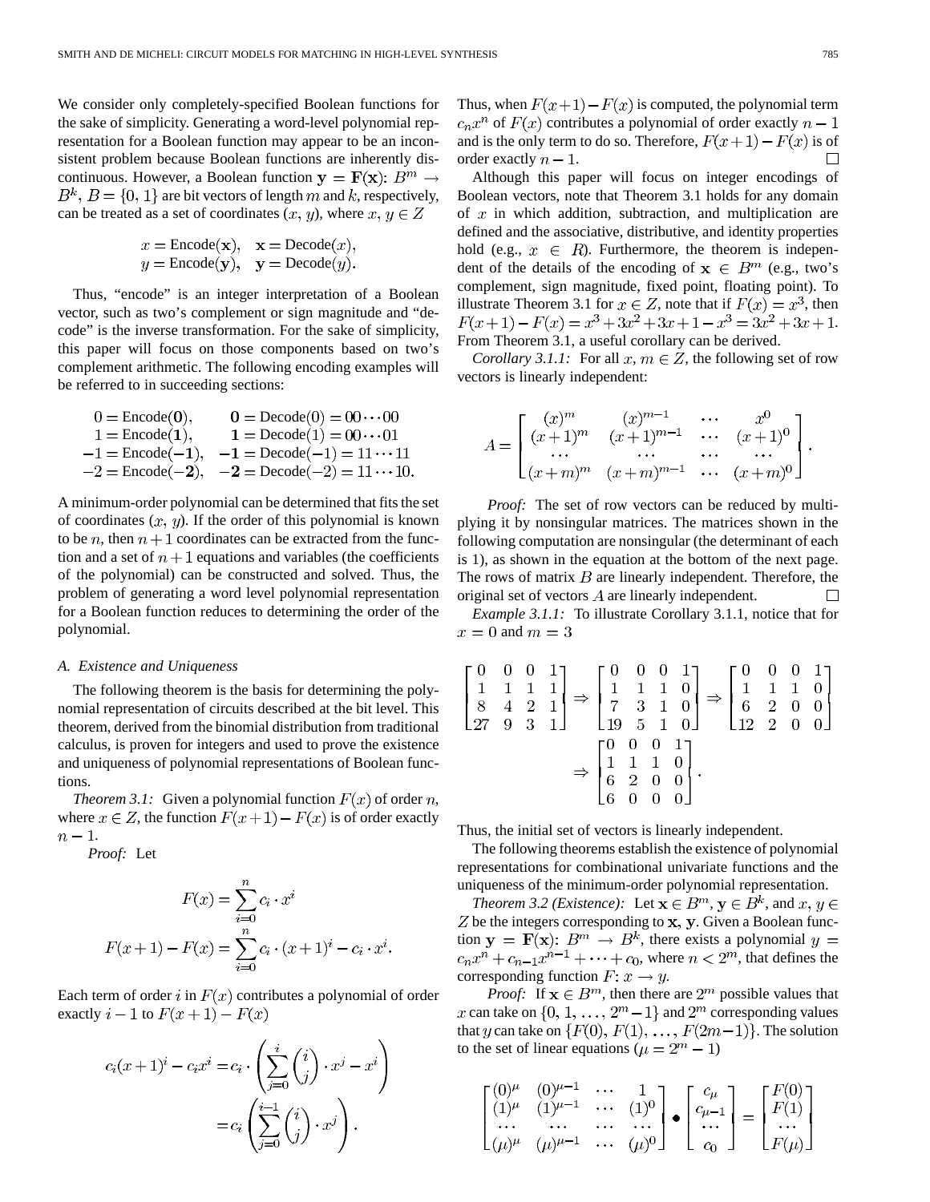We consider only completely-specified Boolean functions for the sake of simplicity. Generating a word-level polynomial representation for a Boolean function may appear to be an inconsistent problem because Boolean functions are inherently discontinuous. However, a Boolean function $\mathbf{y} = \mathbf{F}(\mathbf{x})$: $B^m \rightarrow B^k$, $B = \{0, 1\}$ are bit vectors of length $m$ and $k$, respectively, can be treated as a set of coordinates $(x, y)$, where $x, y \in Z$

$$x = \text{Encode}(\mathbf{x}), \quad \mathbf{x} = \text{Decode}(x),$$
$$y = \text{Encode}(\mathbf{y}), \quad \mathbf{y} = \text{Decode}(y).$$

Thus, "encode" is an integer interpretation of a Boolean vector, such as two's complement or sign magnitude and "decode" is the inverse transformation. For the sake of simplicity, this paper will focus on those components based on two's complement arithmetic. The following encoding examples will be referred to in succeeding sections:

$$\begin{array}{ll} 0 = \text{Encode}(\mathbf{0}), & \mathbf{0} = \text{Decode}(0) = 00\cdots00 \\ 1 = \text{Encode}(\mathbf{1}), & \mathbf{1} = \text{Decode}(1) = 00\cdots01 \\ -1 = \text{Encode}(\mathbf{-1}), & \mathbf{-1} = \text{Decode}(-1) = 11\cdots11 \\ -2 = \text{Encode}(\mathbf{-2}), & \mathbf{-2} = \text{Decode}(-2) = 11\cdots10. \end{array}$$

A minimum-order polynomial can be determined that fits the set of coordinates $(x, y)$. If the order of this polynomial is known to be $n$, then $n+1$ coordinates can be extracted from the function and a set of $n+1$ equations and variables (the coefficients of the polynomial) can be constructed and solved. Thus, the problem of generating a word level polynomial representation for a Boolean function reduces to determining the order of the polynomial.

### A. Existence and Uniqueness

The following theorem is the basis for determining the polynomial representation of circuits described at the bit level. This theorem, derived from the binomial distribution from traditional calculus, is proven for integers and used to prove the existence and uniqueness of polynomial representations of Boolean functions.

*Theorem 3.1:* Given a polynomial function $F(x)$ of order $n$, where $x \in Z$, the function $F(x+1) - F(x)$ is of order exactly $n-1$.

*Proof:* Let

$$F(x) = \sum_{i=0}^{n} c_i \cdot x^i$$
$$F(x+1) - F(x) = \sum_{i=0}^{n} c_i \cdot (x+1)^i - c_i \cdot x^i.$$

Each term of order $i$ in $F(x)$ contributes a polynomial of order exactly $i-1$ to $F(x+1) - F(x)$

$$\begin{aligned} c_i(x+1)^i - c_i x^i &= c_i \cdot \left( \sum_{j=0}^{i} \binom{i}{j} \cdot x^j - x^i \right) \\ &= c_i \left( \sum_{j=0}^{i-1} \binom{i}{j} \cdot x^j \right). \end{aligned}$$

Thus, when $F(x+1) - F(x)$ is computed, the polynomial term $c_n x^n$ of $F(x)$ contributes a polynomial of order exactly $n-1$ and is the only term to do so. Therefore, $F(x+1) - F(x)$ is of order exactly $n-1$. □

Although this paper will focus on integer encodings of Boolean vectors, note that Theorem 3.1 holds for any domain of $x$ in which addition, subtraction, and multiplication are defined and the associative, distributive, and identity properties hold (e.g., $x \in R$). Furthermore, the theorem is independent of the details of the encoding of $\mathbf{x} \in B^m$ (e.g., two's complement, sign magnitude, fixed point, floating point). To illustrate Theorem 3.1 for $x \in Z$, note that if $F(x) = x^3$, then $F(x+1) - F(x) = x^3 + 3x^2 + 3x + 1 - x^3 = 3x^2 + 3x + 1$. From Theorem 3.1, a useful corollary can be derived.

*Corollary 3.1.1:* For all $x, m \in Z$, the following set of row vectors is linearly independent:

$$A = \begin{bmatrix} (x)^m & (x)^{m-1} & \cdots & x^0 \\ (x+1)^m & (x+1)^{m-1} & \cdots & (x+1)^0 \\ \cdots & \cdots & \cdots & \cdots \\ (x+m)^m & (x+m)^{m-1} & \cdots & (x+m)^0 \end{bmatrix}.$$

*Proof:* The set of row vectors can be reduced by multiplying it by nonsingular matrices. The matrices shown in the following computation are nonsingular (the determinant of each is 1), as shown in the equation at the bottom of the next page. The rows of matrix $B$ are linearly independent. Therefore, the original set of vectors $A$ are linearly independent. □

*Example 3.1.1:* To illustrate Corollary 3.1.1, notice that for $x = 0$ and $m = 3$

$$\begin{bmatrix} 0 & 0 & 0 & 1 \\ 1 & 1 & 1 & 1 \\ 8 & 4 & 2 & 1 \\ 27 & 9 & 3 & 1 \end{bmatrix} \Rightarrow \begin{bmatrix} 0 & 0 & 0 & 1 \\ 1 & 1 & 1 & 0 \\ 7 & 3 & 1 & 0 \\ 19 & 5 & 1 & 0 \end{bmatrix} \Rightarrow \begin{bmatrix} 0 & 0 & 0 & 1 \\ 1 & 1 & 1 & 0 \\ 6 & 2 & 0 & 0 \\ 12 & 2 & 0 & 0 \end{bmatrix}$$
$$\Rightarrow \begin{bmatrix} 0 & 0 & 0 & 1 \\ 1 & 1 & 1 & 0 \\ 6 & 2 & 0 & 0 \\ 6 & 0 & 0 & 0 \end{bmatrix}.$$

Thus, the initial set of vectors is linearly independent.

The following theorems establish the existence of polynomial representations for combinational univariate functions and the uniqueness of the minimum-order polynomial representation.

*Theorem 3.2 (Existence):* Let $\mathbf{x} \in B^m$, $\mathbf{y} \in B^k$, and $x, y \in Z$ be the integers corresponding to $\mathbf{x}, \mathbf{y}$. Given a Boolean function $\mathbf{y} = \mathbf{F}(\mathbf{x})$: $B^m \rightarrow B^k$, there exists a polynomial $y = c_n x^n + c_{n-1} x^{n-1} + \cdots + c_0$, where $n < 2^m$, that defines the corresponding function $F$: $x \rightarrow y$.

*Proof:* If $\mathbf{x} \in B^m$, then there are $2^m$ possible values that $x$ can take on $\{0, 1, \ldots, 2^m - 1\}$ and $2^m$ corresponding values that $y$ can take on $\{F(0), F(1), \ldots, F(2m-1)\}$. The solution to the set of linear equations ($\mu = 2^m - 1$)

$$\begin{bmatrix} (0)^\mu & (0)^{\mu-1} & \cdots & 1 \\ (1)^\mu & (1)^{\mu-1} & \cdots & (1)^0 \\ \cdots & \cdots & \cdots & \cdots \\ (\mu)^\mu & (\mu)^{\mu-1} & \cdots & (\mu)^0 \end{bmatrix} \bullet \begin{bmatrix} c_\mu \\ c_{\mu-1} \\ \cdots \\ c_0 \end{bmatrix} = \begin{bmatrix} F(0) \\ F(1) \\ \cdots \\ F(\mu) \end{bmatrix}$$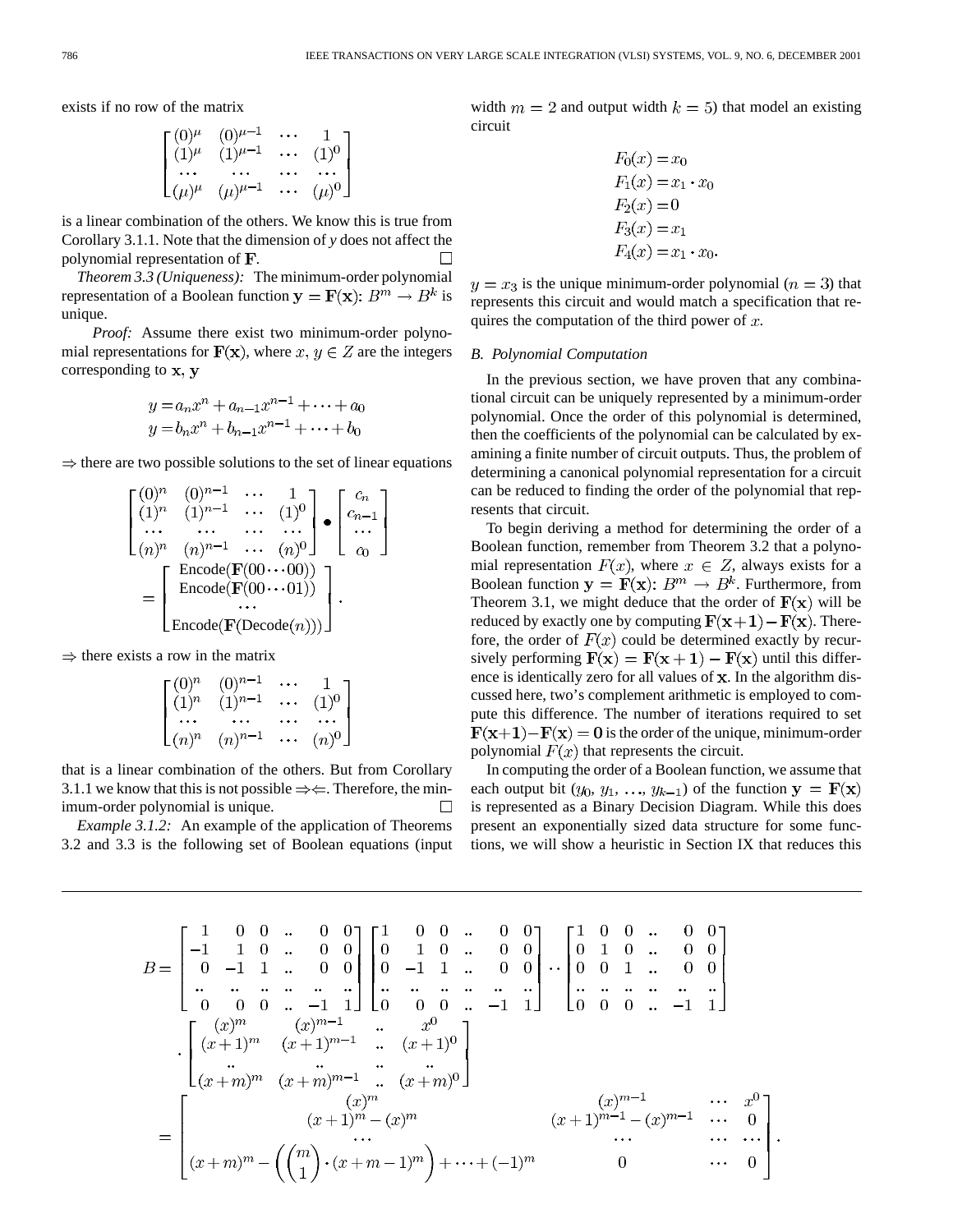exists if no row of the matrix

$$\begin{bmatrix} (0)^{\mu} & (0)^{\mu-1} & \cdots & 1 \\ (1)^{\mu} & (1)^{\mu-1} & \cdots & (1)^0 \\ \cdots & \cdots & \cdots & \cdots \\ (\mu)^{\mu} & (\mu)^{\mu-1} & \cdots & (\mu)^0 \end{bmatrix}$$

is a linear combination of the others. We know this is true from Corollary 3.1.1. Note that the dimension of *y* does not affect the polynomial representation of $\mathbf{F}$. □

*Theorem 3.3 (Uniqueness):* The minimum-order polynomial representation of a Boolean function $\mathbf{y} = \mathbf{F}(\mathbf{x})$: $B^m \rightarrow B^k$ is unique.

*Proof:* Assume there exist two minimum-order polynomial representations for $\mathbf{F}(\mathbf{x})$, where $x, y \in Z$ are the integers corresponding to $\mathbf{x}, \mathbf{y}$

$$\begin{aligned} y &= a_n x^n + a_{n-1} x^{n-1} + \cdots + a_0 \\ y &= b_n x^n + b_{n-1} x^{n-1} + \cdots + b_0 \end{aligned}$$

$\Rightarrow$ there are two possible solutions to the set of linear equations

$$\begin{bmatrix} (0)^n & (0)^{n-1} & \cdots & 1 \\ (1)^n & (1)^{n-1} & \cdots & (1)^0 \\ \cdots & \cdots & \cdots & \cdots \\ (n)^n & (n)^{n-1} & \cdots & (n)^0 \end{bmatrix} \bullet \begin{bmatrix} c_n \\ c_{n-1} \\ \cdots \\ c_0 \end{bmatrix} = \begin{bmatrix} \text{Encode}(\mathbf{F}(00\cdots00)) \\ \text{Encode}(\mathbf{F}(00\cdots01)) \\ \cdots \\ \text{Encode}(\mathbf{F}(\text{Decode}(n))) \end{bmatrix}.$$

$\Rightarrow$ there exists a row in the matrix

$$\begin{bmatrix} (0)^n & (0)^{n-1} & \cdots & 1 \\ (1)^n & (1)^{n-1} & \cdots & (1)^0 \\ \cdots & \cdots & \cdots & \cdots \\ (n)^n & (n)^{n-1} & \cdots & (n)^0 \end{bmatrix}$$

that is a linear combination of the others. But from Corollary 3.1.1 we know that this is not possible $\Rightarrow\Leftarrow$. Therefore, the minimum-order polynomial is unique. □

*Example 3.1.2:* An example of the application of Theorems 3.2 and 3.3 is the following set of Boolean equations (input width $m = 2$ and output width $k = 5$) that model an existing circuit

$$\begin{aligned} F_0(x) &= x_0 \\ F_1(x) &= x_1 \cdot x_0 \\ F_2(x) &= 0 \\ F_3(x) &= x_1 \\ F_4(x) &= x_1 \cdot x_0. \end{aligned}$$

$y = x_3$ is the unique minimum-order polynomial ($n = 3$) that represents this circuit and would match a specification that requires the computation of the third power of $x$.

### B. Polynomial Computation

In the previous section, we have proven that any combinational circuit can be uniquely represented by a minimum-order polynomial. Once the order of this polynomial is determined, then the coefficients of the polynomial can be calculated by examining a finite number of circuit outputs. Thus, the problem of determining a canonical polynomial representation for a circuit can be reduced to finding the order of the polynomial that represents that circuit.

To begin deriving a method for determining the order of a Boolean function, remember from Theorem 3.2 that a polynomial representation $F(x)$, where $x \in Z$, always exists for a Boolean function $\mathbf{y} = \mathbf{F}(\mathbf{x})$: $B^m \rightarrow B^k$. Furthermore, from Theorem 3.1, we might deduce that the order of $\mathbf{F}(\mathbf{x})$ will be reduced by exactly one by computing $\mathbf{F}(\mathbf{x}+\mathbf{1}) - \mathbf{F}(\mathbf{x})$. Therefore, the order of $F(x)$ could be determined exactly by recursively performing $\mathbf{F}(\mathbf{x}) = \mathbf{F}(\mathbf{x}+\mathbf{1}) - \mathbf{F}(\mathbf{x})$ until this difference is identically zero for all values of $\mathbf{x}$. In the algorithm discussed here, two's complement arithmetic is employed to compute this difference. The number of iterations required to set $\mathbf{F}(\mathbf{x}+\mathbf{1}) - \mathbf{F}(\mathbf{x}) = \mathbf{0}$ is the order of the unique, minimum-order polynomial $F(x)$ that represents the circuit.

In computing the order of a Boolean function, we assume that each output bit ($y_0, y_1, \ldots, y_{k-1}$) of the function $\mathbf{y} = \mathbf{F}(\mathbf{x})$ is represented as a Binary Decision Diagram. While this does present an exponentially sized data structure for some functions, we will show a heuristic in Section IX that reduces this

$$B = \begin{bmatrix} 1 & 0 & 0 & .. & 0 & 0 \\ -1 & 1 & 0 & .. & 0 & 0 \\ 0 & -1 & 1 & .. & 0 & 0 \\ .. & .. & .. & .. & .. & .. \\ 0 & 0 & 0 & .. & -1 & 1 \end{bmatrix} \begin{bmatrix} 1 & 0 & 0 & .. & 0 & 0 \\ 0 & 1 & 0 & .. & 0 & 0 \\ 0 & -1 & 1 & .. & 0 & 0 \\ .. & .. & .. & .. & .. & .. \\ 0 & 0 & 0 & .. & -1 & 1 \end{bmatrix} \cdots \begin{bmatrix} 1 & 0 & 0 & .. & 0 & 0 \\ 0 & 1 & 0 & .. & 0 & 0 \\ 0 & 0 & 1 & .. & 0 & 0 \\ .. & .. & .. & .. & .. & .. \\ 0 & 0 & 0 & .. & -1 & 1 \end{bmatrix}$$

$$\cdot \begin{bmatrix} (x)^m & (x)^{m-1} & .. & x^0 \\ (x+1)^m & (x+1)^{m-1} & .. & (x+1)^0 \\ .. & .. & .. & .. \\ (x+m)^m & (x+m)^{m-1} & .. & (x+m)^0 \end{bmatrix}$$

$$= \begin{bmatrix} (x)^m & (x)^{m-1} & \cdots & x^0 \\ (x+1)^m - (x)^m & (x+1)^{m-1} - (x)^{m-1} & \cdots & 0 \\ \cdots & \cdots & \cdots & \cdots \\ (x+m)^m - \left(\binom{m}{1} \cdot (x+m-1)^m\right) + \cdots + (-1)^m & 0 & \cdots & 0 \end{bmatrix}.$$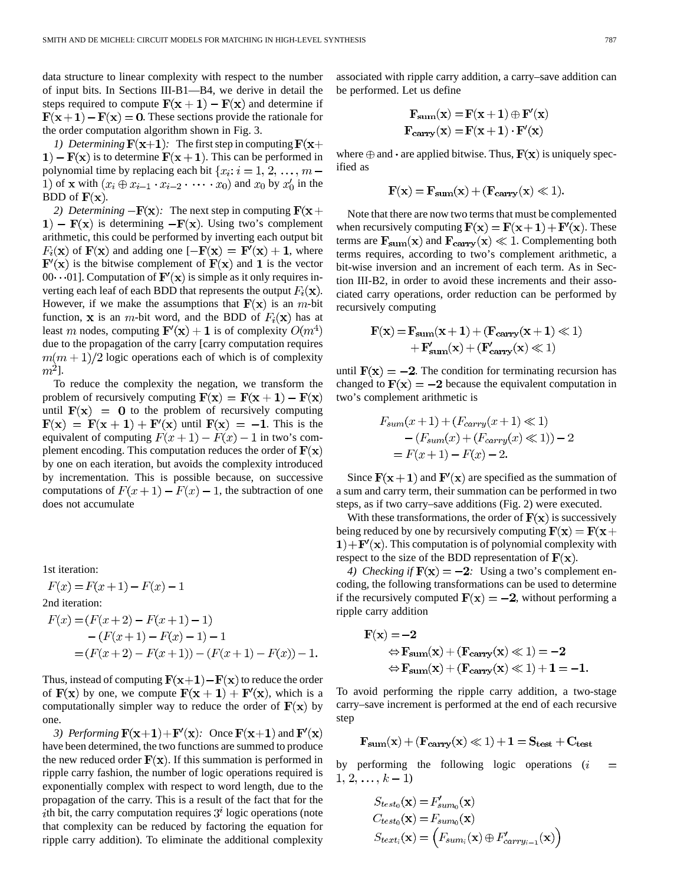data structure to linear complexity with respect to the number of input bits. In Sections III-B1—B4, we derive in detail the steps required to compute $\mathbf{F(x+1)-F(x)}$ and determine if $\mathbf{F(x+1)-F(x)=0}$. These sections provide the rationale for the order computation algorithm shown in Fig. 3.

*1) Determining* $\mathbf{F(x+1)}$*:* The first step in computing $\mathbf{F(x+1)-F(x)}$ is to determine $\mathbf{F(x+1)}$. This can be performed in polynomial time by replacing each bit $\{x_i: i=1,2,\ldots,m-1\}$ of $\mathbf{x}$ with $(x_i \oplus x_{i-1} \cdot x_{i-2} \cdot \cdots \cdot x_0)$ and $x_0$ by $x_0'$ in the BDD of $\mathbf{F(x)}$.

*2) Determining* $-\mathbf{F(x)}$*:* The next step in computing $\mathbf{F(x+1)-F(x)}$ is determining $-\mathbf{F(x)}$. Using two's complement arithmetic, this could be performed by inverting each output bit $F_i(\mathbf{x})$ of $\mathbf{F(x)}$ and adding one [$-\mathbf{F(x)} = \mathbf{F'(x)}+\mathbf{1}$, where $\mathbf{F'(x)}$ is the bitwise complement of $\mathbf{F(x)}$ and $\mathbf{1}$ is the vector $00\cdots01$]. Computation of $\mathbf{F'(x)}$ is simple as it only requires inverting each leaf of each BDD that represents the output $F_i(\mathbf{x})$. However, if we make the assumptions that $\mathbf{F(x)}$ is an $m$-bit function, $\mathbf{x}$ is an $m$-bit word, and the BDD of $F_i(\mathbf{x})$ has at least $m$ nodes, computing $\mathbf{F'(x)}+\mathbf{1}$ is of complexity $O(m^4)$ due to the propagation of the carry [carry computation requires $m(m+1)/2$ logic operations each of which is of complexity $m^2$].

To reduce the complexity the negation, we transform the problem of recursively computing $\mathbf{F(x)} = \mathbf{F(x+1)} - \mathbf{F(x)}$ until $\mathbf{F(x)} = \mathbf{0}$ to the problem of recursively computing $\mathbf{F(x)} = \mathbf{F(x+1)} + \mathbf{F'(x)}$ until $\mathbf{F(x)} = -\mathbf{1}$. This is the equivalent of computing $F(x+1)-F(x)-1$ in two's complement encoding. This computation reduces the order of $\mathbf{F(x)}$ by one on each iteration, but avoids the complexity introduced by incrementation. This is possible because, on successive computations of $F(x+1)-F(x)-1$, the subtraction of one does not accumulate

1st iteration:

$$F(x) = F(x+1) - F(x) - 1$$

2nd iteration:

$$\begin{aligned}F(x) &= (F(x+2) - F(x+1) - 1) \\ &\quad - (F(x+1) - F(x) - 1) - 1 \\ &= (F(x+2) - F(x+1)) - (F(x+1) - F(x)) - 1.\end{aligned}$$

Thus, instead of computing $\mathbf{F(x+1)-F(x)}$ to reduce the order of $\mathbf{F(x)}$ by one, we compute $\mathbf{F(x+1)} + \mathbf{F'(x)}$, which is a computationally simpler way to reduce the order of $\mathbf{F(x)}$ by one.

*3) Performing* $\mathbf{F(x+1)+F'(x)}$*:* Once $\mathbf{F(x+1)}$ and $\mathbf{F'(x)}$ have been determined, the two functions are summed to produce the new reduced order $\mathbf{F(x)}$. If this summation is performed in ripple carry fashion, the number of logic operations required is exponentially complex with respect to word length, due to the propagation of the carry. This is a result of the fact that for the $i$th bit, the carry computation requires $3^i$ logic operations (note that complexity can be reduced by factoring the equation for ripple carry addition). To eliminate the additional complexity associated with ripple carry addition, a carry–save addition can be performed. Let us define

$$\begin{aligned}\mathbf{F_{sum}(x)} &= \mathbf{F(x+1)} \oplus \mathbf{F'(x)} \\ \mathbf{F_{carry}(x)} &= \mathbf{F(x+1)} \cdot \mathbf{F'(x)}\end{aligned}$$

where $\oplus$ and $\cdot$ are applied bitwise. Thus, $\mathbf{F(x)}$ is uniquely specified as

$$\mathbf{F(x)} = \mathbf{F_{sum}(x)} + (\mathbf{F_{carry}(x)} \ll 1).$$

Note that there are now two terms that must be complemented when recursively computing $\mathbf{F(x)} = \mathbf{F(x+1)} + \mathbf{F'(x)}$. These terms are $\mathbf{F_{sum}(x)}$ and $\mathbf{F_{carry}(x)} \ll 1$. Complementing both terms requires, according to two's complement arithmetic, a bit-wise inversion and an increment of each term. As in Section III-B2, in order to avoid these increments and their associated carry operations, order reduction can be performed by recursively computing

$$\begin{aligned}\mathbf{F(x)} = \mathbf{F_{sum}(x+1)} &+ (\mathbf{F_{carry}(x+1)} \ll 1) \\ &+ \mathbf{F'_{sum}(x)} + (\mathbf{F'_{carry}(x)} \ll 1)\end{aligned}$$

until $\mathbf{F(x)} = -\mathbf{2}$. The condition for terminating recursion has changed to $\mathbf{F(x)} = -\mathbf{2}$ because the equivalent computation in two's complement arithmetic is

$$\begin{aligned}F_{sum}(x+1) &+ (F_{carry}(x+1) \ll 1) \\ &- (F_{sum}(x) + (F_{carry}(x) \ll 1)) - 2 \\ &= F(x+1) - F(x) - 2.\end{aligned}$$

Since $\mathbf{F(x+1)}$ and $\mathbf{F'(x)}$ are specified as the summation of a sum and carry term, their summation can be performed in two steps, as if two carry–save additions (Fig. 2) were executed.

With these transformations, the order of $\mathbf{F(x)}$ is successively being reduced by one by recursively computing $\mathbf{F(x)} = \mathbf{F(x+1)} + \mathbf{F'(x)}$. This computation is of polynomial complexity with respect to the size of the BDD representation of $\mathbf{F(x)}$.

*4) Checking if* $\mathbf{F(x)} = -\mathbf{2}$*:* Using a two's complement encoding, the following transformations can be used to determine if the recursively computed $\mathbf{F(x)} = -\mathbf{2}$, without performing a ripple carry addition

$$\begin{aligned}\mathbf{F(x)} &= -\mathbf{2} \\ &\Leftrightarrow \mathbf{F_{sum}(x)} + (\mathbf{F_{carry}(x)} \ll 1) = -\mathbf{2} \\ &\Leftrightarrow \mathbf{F_{sum}(x)} + (\mathbf{F_{carry}(x)} \ll 1) + \mathbf{1} = -\mathbf{1}.\end{aligned}$$

To avoid performing the ripple carry addition, a two-stage carry–save increment is performed at the end of each recursive step

$$\mathbf{F_{sum}(x)} + (\mathbf{F_{carry}(x)} \ll 1) + \mathbf{1} = \mathbf{S_{test}} + \mathbf{C_{test}}$$

by performing the following logic operations ($i = 1, 2, \ldots, k-1$)

$$\begin{aligned}S_{test_0}(\mathbf{x}) &= F'_{sum_0}(\mathbf{x}) \\ C_{test_0}(\mathbf{x}) &= F_{sum_0}(\mathbf{x}) \\ S_{text_i}(\mathbf{x}) &= \left(F_{sum_i}(\mathbf{x}) \oplus F'_{carry_{i-1}}(\mathbf{x})\right)\end{aligned}$$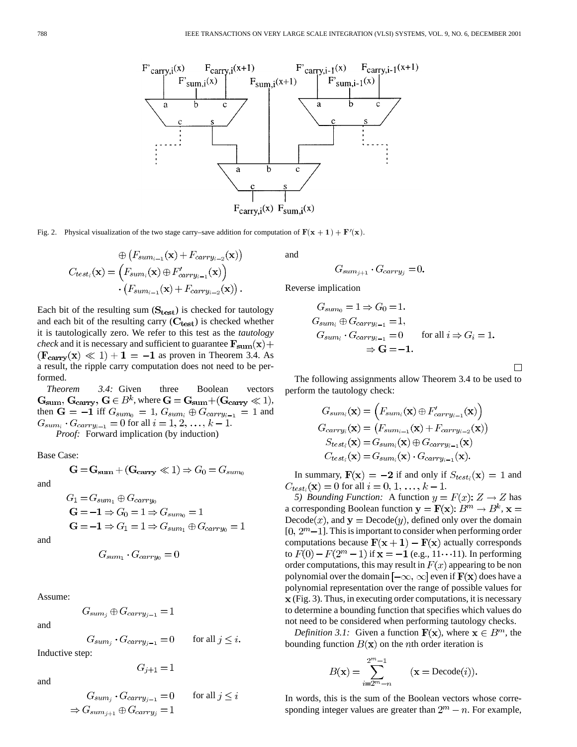Fig. 2. Physical visualization of the two stage carry–save addition for computation of $\mathbf{F}(\mathbf{x}+1) + \mathbf{F}'(\mathbf{x})$.

$$\begin{aligned} & \oplus \left(F_{sum_{i-1}}(\mathbf{x}) + F_{carry_{i-2}}(\mathbf{x})\right) \\ C_{test_i}(\mathbf{x}) = & \left(F_{sum_i}(\mathbf{x}) \oplus F'_{carry_{i-1}}(\mathbf{x})\right) \\ & \cdot \left(F_{sum_{i-1}}(\mathbf{x}) + F_{carry_{i-2}}(\mathbf{x})\right). \end{aligned}$$

Each bit of the resulting sum ($\mathbf{S_{test}}$) is checked for tautology and each bit of the resulting carry ($\mathbf{C_{test}}$) is checked whether it is tautologically zero. We refer to this test as the *tautology check* and it is necessary and sufficient to guarantee $\mathbf{F_{sum}}(\mathbf{x}) + (\mathbf{F_{carry}}(\mathbf{x}) \ll 1) + \mathbf{1} = -\mathbf{1}$ as proven in Theorem 3.4. As a result, the ripple carry computation does not need to be performed.

*Theorem 3.4:* Given three Boolean vectors $\mathbf{G_{sum}}, \mathbf{G_{carry}}, \mathbf{G} \in B^k$, where $\mathbf{G} = \mathbf{G_{sum}} + (\mathbf{G_{carry}} \ll 1)$, then $\mathbf{G} = -\mathbf{1}$ iff $G_{sum_0} = 1$, $G_{sum_i} \oplus G_{carry_{i-1}} = 1$ and $G_{sum_i} \cdot G_{carry_{i-1}} = 0$ for all $i = 1, 2, \ldots, k-1$.

*Proof:* Forward implication (by induction)

Base Case:

$$\mathbf{G} = \mathbf{G_{sum}} + (\mathbf{G_{carry}} \ll 1) \Rightarrow G_0 = G_{sum_0}$$

and

$$\begin{aligned} G_1 &= G_{sum_1} \oplus G_{carry_0} \\ \mathbf{G} = -\mathbf{1} &\Rightarrow G_0 = 1 \Rightarrow G_{sum_0} = 1 \\ \mathbf{G} = -\mathbf{1} &\Rightarrow G_1 = 1 \Rightarrow G_{sum_1} \oplus G_{carry_0} = 1 \end{aligned}$$

and

$$G_{sum_1} \cdot G_{carry_0} = 0$$

Assume:

$$G_{sum_j} \oplus G_{carry_{j-1}} = 1$$

and

$$G_{sum_j} \cdot G_{carry_{j-1}} = 0 \qquad \text{for all } j \leq i.$$

Inductive step:

$$G_{j+1} = 1$$

and

$$\begin{aligned} G_{sum_j} \cdot G_{carry_{j-1}} = 0 \qquad \text{for all } j \leq i \\ \Rightarrow G_{sum_{j+1}} \oplus G_{carry_j} = 1 \end{aligned}$$

and

$$G_{sum_{j+1}} \cdot G_{carry_j} = 0.$$

Reverse implication

$$\begin{aligned} G_{sum_0} = 1 &\Rightarrow G_0 = 1. \\ G_{sum_i} \oplus G_{carry_{i-1}} &= 1, \\ G_{sum_i} \cdot G_{carry_{i-1}} &= 0 \qquad \text{for all } i \Rightarrow G_i = 1. \\ &\Rightarrow \mathbf{G} = -\mathbf{1}. \end{aligned}$$

□

The following assignments allow Theorem 3.4 to be used to perform the tautology check:

$$\begin{aligned} G_{sum_i}(\mathbf{x}) &= \left(F_{sum_i}(\mathbf{x}) \oplus F'_{carry_{i-1}}(\mathbf{x})\right) \\ G_{carry_i}(\mathbf{x}) &= \left(F_{sum_{i-1}}(\mathbf{x}) + F_{carry_{i-2}}(\mathbf{x})\right) \\ S_{test_i}(\mathbf{x}) &= G_{sum_i}(\mathbf{x}) \oplus G_{carry_{i-1}}(\mathbf{x}) \\ C_{test_i}(\mathbf{x}) &= G_{sum_i}(\mathbf{x}) \cdot G_{carry_{i-1}}(\mathbf{x}). \end{aligned}$$

In summary, $\mathbf{F}(\mathbf{x}) = -\mathbf{2}$ if and only if $S_{test_i}(\mathbf{x}) = 1$ and $C_{test_i}(\mathbf{x}) = 0$ for all $i = 0, 1, \ldots, k-1$.

*5) Bounding Function:* A function $y = F(x): Z \to Z$ has a corresponding Boolean function $\mathbf{y} = \mathbf{F}(\mathbf{x}): B^m \to B^k$, $\mathbf{x} = \text{Decode}(x)$, and $\mathbf{y} = \text{Decode}(y)$, defined only over the domain $[0, 2^m - 1]$. This is important to consider when performing order computations because $\mathbf{F}(\mathbf{x}+\mathbf{1}) - \mathbf{F}(\mathbf{x})$ actually corresponds to $F(0) - F(2^m - 1)$ if $\mathbf{x} = -\mathbf{1}$ (e.g., $11\cdots11$). In performing order computations, this may result in $F(x)$ appearing to be non polynomial over the domain $[-\infty, \infty]$ even if $\mathbf{F}(\mathbf{x})$ does have a polynomial representation over the range of possible values for $\mathbf{x}$ (Fig. 3). Thus, in executing order computations, it is necessary to determine a bounding function that specifies which values do not need to be considered when performing tautology checks.

*Definition 3.1:* Given a function $\mathbf{F}(\mathbf{x})$, where $\mathbf{x} \in B^m$, the bounding function $B(\mathbf{x})$ on the $n$th order iteration is

$$B(\mathbf{x}) = \sum_{i=2^m-n}^{2^m-1} \qquad (\mathbf{x} = \text{Decode}(i)).$$

In words, this is the sum of the Boolean vectors whose corresponding integer values are greater than $2^m - n$. For example,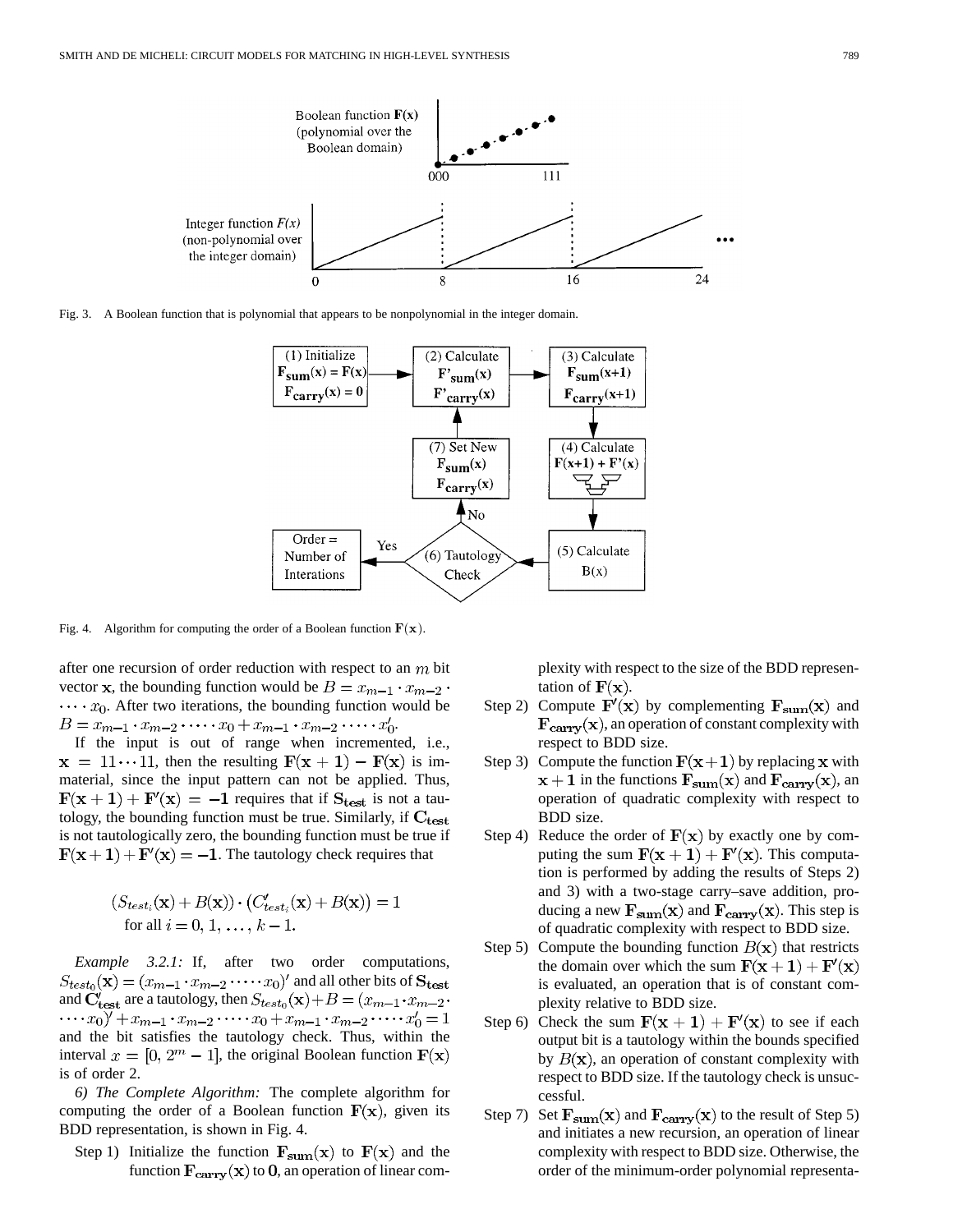Fig. 3. A Boolean function that is polynomial that appears to be nonpolynomial in the integer domain.

Fig. 4. Algorithm for computing the order of a Boolean function $\mathbf{F}(\mathbf{x})$.

after one recursion of order reduction with respect to an $m$ bit vector $\mathbf{x}$, the bounding function would be $B = x_{m-1} \cdot x_{m-2} \cdot \cdots \cdot x_0$. After two iterations, the bounding function would be $B = x_{m-1} \cdot x_{m-2} \cdot \cdots \cdot x_0 + x_{m-1} \cdot x_{m-2} \cdot \cdots \cdot x_0'$.

If the input is out of range when incremented, i.e., $\mathbf{x} = 11 \cdots 11$, then the resulting $\mathbf{F}(\mathbf{x}+\mathbf{1}) - \mathbf{F}(\mathbf{x})$ is immaterial, since the input pattern can not be applied. Thus, $\mathbf{F}(\mathbf{x}+\mathbf{1}) + \mathbf{F}'(\mathbf{x}) = -\mathbf{1}$ requires that if $\mathbf{S_{test}}$ is not a tautology, the bounding function must be true. Similarly, if $\mathbf{C_{test}}$ is not tautologically zero, the bounding function must be true if $\mathbf{F}(\mathbf{x}+\mathbf{1}) + \mathbf{F}'(\mathbf{x}) = -\mathbf{1}$. The tautology check requires that

$$(S_{test_i}(\mathbf{x}) + B(\mathbf{x})) \cdot \left(C'_{test_i}(\mathbf{x}) + B(\mathbf{x})\right) = 1$$
$$\text{for all } i = 0, 1, \ldots, k-1.$$

*Example 3.2.1:* If, after two order computations, $S_{test_0}(\mathbf{x}) = (x_{m-1} \cdot x_{m-2} \cdot \cdots \cdot x_0)'$ and all other bits of $\mathbf{S_{test}}$ and $\mathbf{C'_{test}}$ are a tautology, then $S_{test_0}(\mathbf{x}) + B = (x_{m-1} \cdot x_{m-2} \cdot \cdots \cdot x_0)' + x_{m-1} \cdot x_{m-2} \cdot \cdots \cdot x_0 + x_{m-1} \cdot x_{m-2} \cdot \cdots \cdot x_0' = 1$ and the bit satisfies the tautology check. Thus, within the interval $x = [0, 2^m - 1]$, the original Boolean function $\mathbf{F}(\mathbf{x})$ is of order 2.

*6) The Complete Algorithm:* The complete algorithm for computing the order of a Boolean function $\mathbf{F}(\mathbf{x})$, given its BDD representation, is shown in Fig. 4.

- Step 1) Initialize the function $\mathbf{F_{sum}}(\mathbf{x})$ to $\mathbf{F}(\mathbf{x})$ and the function $\mathbf{F_{carry}}(\mathbf{x})$ to $\mathbf{0}$, an operation of linear complexity with respect to the size of the BDD representation of $\mathbf{F}(\mathbf{x})$.
- Step 2) Compute $\mathbf{F}'(\mathbf{x})$ by complementing $\mathbf{F_{sum}}(\mathbf{x})$ and $\mathbf{F_{carry}}(\mathbf{x})$, an operation of constant complexity with respect to BDD size.
- Step 3) Compute the function $\mathbf{F}(\mathbf{x}+\mathbf{1})$ by replacing $\mathbf{x}$ with $\mathbf{x}+\mathbf{1}$ in the functions $\mathbf{F_{sum}}(\mathbf{x})$ and $\mathbf{F_{carry}}(\mathbf{x})$, an operation of quadratic complexity with respect to BDD size.
- Step 4) Reduce the order of $\mathbf{F}(\mathbf{x})$ by exactly one by computing the sum $\mathbf{F}(\mathbf{x}+\mathbf{1}) + \mathbf{F}'(\mathbf{x})$. This computation is performed by adding the results of Steps 2) and 3) with a two-stage carry–save addition, producing a new $\mathbf{F_{sum}}(\mathbf{x})$ and $\mathbf{F_{carry}}(\mathbf{x})$. This step is of quadratic complexity with respect to BDD size.
- Step 5) Compute the bounding function $B(\mathbf{x})$ that restricts the domain over which the sum $\mathbf{F}(\mathbf{x}+\mathbf{1}) + \mathbf{F}'(\mathbf{x})$ is evaluated, an operation that is of constant complexity relative to BDD size.
- Step 6) Check the sum $\mathbf{F}(\mathbf{x}+\mathbf{1}) + \mathbf{F}'(\mathbf{x})$ to see if each output bit is a tautology within the bounds specified by $B(\mathbf{x})$, an operation of constant complexity with respect to BDD size. If the tautology check is unsuccessful.
- Step 7) Set $\mathbf{F_{sum}}(\mathbf{x})$ and $\mathbf{F_{carry}}(\mathbf{x})$ to the result of Step 5) and initiates a new recursion, an operation of linear complexity with respect to BDD size. Otherwise, the order of the minimum-order polynomial representa-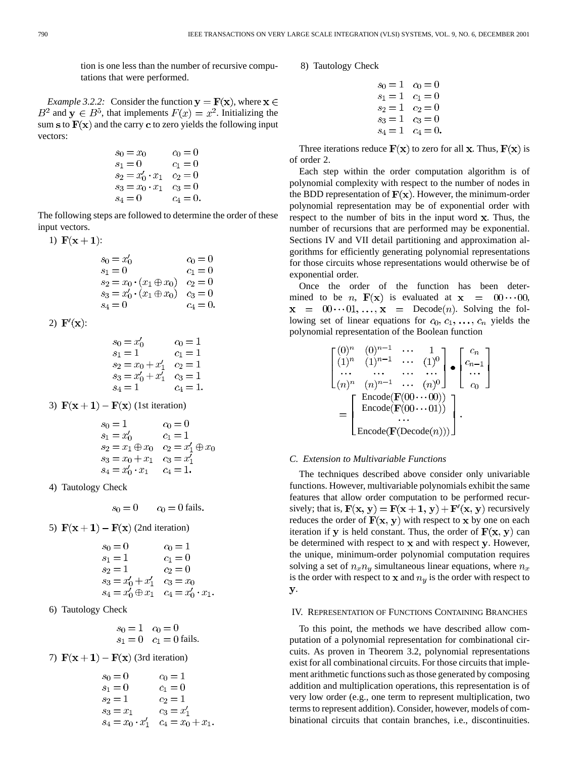tion is one less than the number of recursive computations that were performed.

*Example 3.2.2:* Consider the function $\mathbf{y} = \mathbf{F}(\mathbf{x})$, where $\mathbf{x} \in B^2$ and $\mathbf{y} \in B^5$, that implements $F(x) = x^2$. Initializing the sum $\mathbf{s}$ to $\mathbf{F}(\mathbf{x})$ and the carry $\mathbf{c}$ to zero yields the following input vectors:

$$
\begin{array}{ll}
s_0 = x_0 & c_0 = 0 \\
s_1 = 0 & c_1 = 0 \\
s_2 = x_0' \cdot x_1 & c_2 = 0 \\
s_3 = x_0 \cdot x_1 & c_3 = 0 \\
s_4 = 0 & c_4 = 0.
\end{array}
$$

The following steps are followed to determine the order of these input vectors.

1) $\mathbf{F}(\mathbf{x}+\mathbf{1})$:

$$
\begin{array}{ll}
s_0 = x_0' & c_0 = 0 \\
s_1 = 0 & c_1 = 0 \\
s_2 = x_0 \cdot (x_1 \oplus x_0) & c_2 = 0 \\
s_3 = x_0' \cdot (x_1 \oplus x_0) & c_3 = 0 \\
s_4 = 0 & c_4 = 0.
\end{array}
$$

2) $\mathbf{F}'(\mathbf{x})$:

$$
\begin{array}{ll}
s_0 = x_0' & c_0 = 1 \\
s_1 = 1 & c_1 = 1 \\
s_2 = x_0 + x_1' & c_2 = 1 \\
s_3 = x_0' + x_1' & c_3 = 1 \\
s_4 = 1 & c_4 = 1.
\end{array}
$$

3) $\mathbf{F}(\mathbf{x}+\mathbf{1}) - \mathbf{F}(\mathbf{x})$ (1st iteration)

$$
\begin{array}{ll}
s_0 = 1 & c_0 = 0 \\
s_1 = x_0' & c_1 = 1 \\
s_2 = x_1 \oplus x_0 & c_2 = x_1' \oplus x_0 \\
s_3 = x_0 + x_1 & c_3 = x_1' \\
s_4 = x_0' \cdot x_1 & c_4 = 1.
\end{array}
$$

4) Tautology Check

$$
s_0 = 0 \qquad c_0 = 0 \text{ fails.}
$$

5) $\mathbf{F}(\mathbf{x}+\mathbf{1}) - \mathbf{F}(\mathbf{x})$ (2nd iteration)

$$
\begin{array}{ll}
s_0 = 0 & c_0 = 1 \\
s_1 = 1 & c_1 = 0 \\
s_2 = 1 & c_2 = 0 \\
s_3 = x_0' + x_1' & c_3 = x_0 \\
s_4 = x_0' \oplus x_1 & c_4 = x_0' \cdot x_1.
\end{array}
$$

6) Tautology Check

$$
\begin{array}{ll}
s_0 = 1 & c_0 = 0 \\
s_1 = 0 & c_1 = 0 \text{ fails.}
\end{array}
$$

7) $\mathbf{F}(\mathbf{x}+\mathbf{1}) - \mathbf{F}(\mathbf{x})$ (3rd iteration)

$$
\begin{array}{ll}
s_0 = 0 & c_0 = 1 \\
s_1 = 0 & c_1 = 0 \\
s_2 = 1 & c_2 = 1 \\
s_3 = x_1 & c_3 = x_1' \\
s_4 = x_0 \cdot x_1' & c_4 = x_0 + x_1.
\end{array}
$$

8) Tautology Check

$$
\begin{array}{ll}
s_0 = 1 & c_0 = 0 \\
s_1 = 1 & c_1 = 0 \\
s_2 = 1 & c_2 = 0 \\
s_3 = 1 & c_3 = 0 \\
s_4 = 1 & c_4 = 0.
\end{array}
$$

Three iterations reduce $\mathbf{F}(\mathbf{x})$ to zero for all $\mathbf{x}$. Thus, $\mathbf{F}(\mathbf{x})$ is of order 2.

Each step within the order computation algorithm is of polynomial complexity with respect to the number of nodes in the BDD representation of $\mathbf{F}(\mathbf{x})$. However, the minimum-order polynomial representation may be of exponential order with respect to the number of bits in the input word $\mathbf{x}$. Thus, the number of recursions that are performed may be exponential. Sections IV and VII detail partitioning and approximation algorithms for efficiently generating polynomial representations for those circuits whose representations would otherwise be of exponential order.

Once the order of the function has been determined to be $n$, $\mathbf{F}(\mathbf{x})$ is evaluated at $\mathbf{x} = 00\cdots00$, $\mathbf{x} = 00\cdots01, \ldots, \mathbf{x} = \text{Decode}(n)$. Solving the following set of linear equations for $c_0, c_1, \ldots, c_n$ yields the polynomial representation of the Boolean function

$$
\begin{bmatrix}
(0)^n & (0)^{n-1} & \cdots & 1 \\
(1)^n & (1)^{n-1} & \cdots & (1)^0 \\
\cdots & \cdots & \cdots & \cdots \\
(n)^n & (n)^{n-1} & \cdots & (n)^0
\end{bmatrix}
\bullet
\begin{bmatrix}
c_n \\ c_{n-1} \\ \cdots \\ c_0
\end{bmatrix}
=
\begin{bmatrix}
\text{Encode}(\mathbf{F}(00\cdots00)) \\
\text{Encode}(\mathbf{F}(00\cdots01)) \\
\cdots \\
\text{Encode}(\mathbf{F}(\text{Decode}(n)))
\end{bmatrix}.
$$

### C. Extension to Multivariable Functions

The techniques described above consider only univariable functions. However, multivariable polynomials exhibit the same features that allow order computation to be performed recursively; that is, $\mathbf{F}(\mathbf{x}, \mathbf{y}) = \mathbf{F}(\mathbf{x}+\mathbf{1}, \mathbf{y}) + \mathbf{F}'(\mathbf{x}, \mathbf{y})$ recursively reduces the order of $\mathbf{F}(\mathbf{x}, \mathbf{y})$ with respect to $\mathbf{x}$ by one on each iteration if $\mathbf{y}$ is held constant. Thus, the order of $\mathbf{F}(\mathbf{x}, \mathbf{y})$ can be determined with respect to $\mathbf{x}$ and with respect $\mathbf{y}$. However, the unique, minimum-order polynomial computation requires solving a set of $n_x n_y$ simultaneous linear equations, where $n_x$ is the order with respect to $\mathbf{x}$ and $n_y$ is the order with respect to $\mathbf{y}$.

## IV. Representation of Functions Containing Branches

To this point, the methods we have described allow computation of a polynomial representation for combinational circuits. As proven in Theorem 3.2, polynomial representations exist for all combinational circuits. For those circuits that implement arithmetic functions such as those generated by composing addition and multiplication operations, this representation is of very low order (e.g., one term to represent multiplication, two terms to represent addition). Consider, however, models of combinational circuits that contain branches, i.e., discontinuities.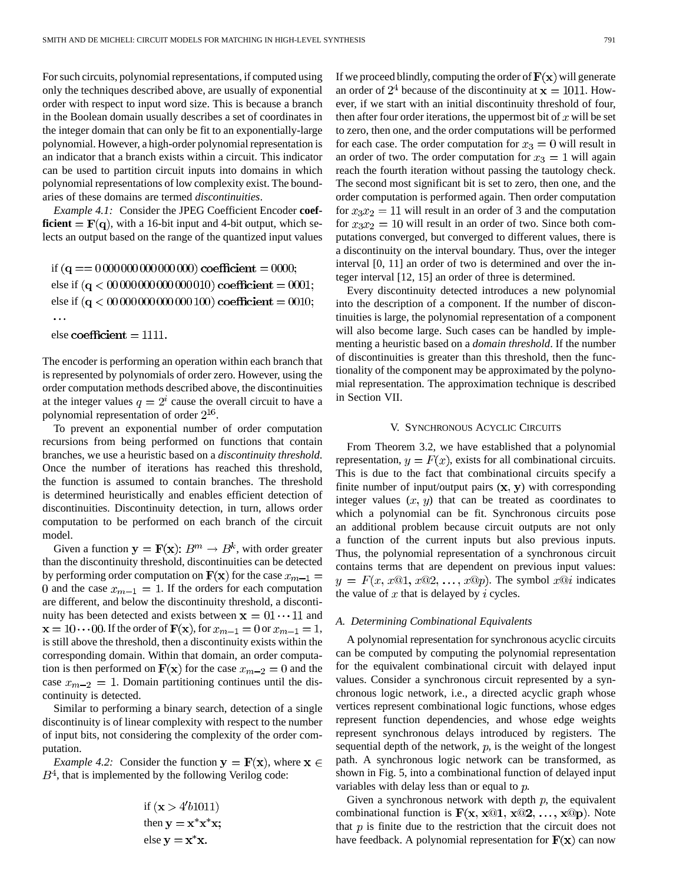For such circuits, polynomial representations, if computed using only the techniques described above, are usually of exponential order with respect to input word size. This is because a branch in the Boolean domain usually describes a set of coordinates in the integer domain that can only be fit to an exponentially-large polynomial. However, a high-order polynomial representation is an indicator that a branch exists within a circuit. This indicator can be used to partition circuit inputs into domains in which polynomial representations of low complexity exist. The boundaries of these domains are termed *discontinuities*.

*Example 4.1:* Consider the JPEG Coefficient Encoder **coefficient** $= \mathbf{F}(\mathbf{q})$, with a 16-bit input and 4-bit output, which selects an output based on the range of the quantized input values

if $(\mathbf{q} == 0\,000\,000\,000\,000\,000)$ **coefficient** $= 0000$;
else if $(\mathbf{q} < 00\,000\,000\,000\,000\,010)$ **coefficient** $= 0001$;
else if $(\mathbf{q} < 00\,000\,000\,000\,000\,100)$ **coefficient** $= 0010$;
$\ldots$
else **coefficient** $= 1111$.

The encoder is performing an operation within each branch that is represented by polynomials of order zero. However, using the order computation methods described above, the discontinuities at the integer values $q = 2^i$ cause the overall circuit to have a polynomial representation of order $2^{16}$.

To prevent an exponential number of order computation recursions from being performed on functions that contain branches, we use a heuristic based on a *discontinuity threshold*. Once the number of iterations has reached this threshold, the function is assumed to contain branches. The threshold is determined heuristically and enables efficient detection of discontinuities. Discontinuity detection, in turn, allows order computation to be performed on each branch of the circuit model.

Given a function $\mathbf{y} = \mathbf{F}(\mathbf{x})$: $B^m \rightarrow B^k$, with order greater than the discontinuity threshold, discontinuities can be detected by performing order computation on $\mathbf{F}(\mathbf{x})$ for the case $x_{m-1} = 0$ and the case $x_{m-1} = 1$. If the orders for each computation are different, and below the discontinuity threshold, a discontinuity has been detected and exists between $\mathbf{x} = 01 \cdots 11$ and $\mathbf{x} = 10 \cdots 00$. If the order of $\mathbf{F}(\mathbf{x})$, for $x_{m-1} = 0$ or $x_{m-1} = 1$, is still above the threshold, then a discontinuity exists within the corresponding domain. Within that domain, an order computation is then performed on $\mathbf{F}(\mathbf{x})$ for the case $x_{m-2} = 0$ and the case $x_{m-2} = 1$. Domain partitioning continues until the discontinuity is detected.

Similar to performing a binary search, detection of a single discontinuity is of linear complexity with respect to the number of input bits, not considering the complexity of the order computation.

*Example 4.2:* Consider the function $\mathbf{y} = \mathbf{F}(\mathbf{x})$, where $\mathbf{x} \in B^4$, that is implemented by the following Verilog code:

```
if (x > 4'b1011)
then y = x*x*x;
else y = x*x.
```

If we proceed blindly, computing the order of $\mathbf{F}(\mathbf{x})$ will generate an order of $2^4$ because of the discontinuity at $\mathbf{x} = 1011$. However, if we start with an initial discontinuity threshold of four, then after four order iterations, the uppermost bit of $x$ will be set to zero, then one, and the order computations will be performed for each case. The order computation for $x_3 = 0$ will result in an order of two. The order computation for $x_3 = 1$ will again reach the fourth iteration without passing the tautology check. The second most significant bit is set to zero, then one, and the order computation is performed again. Then order computation for $x_3x_2 = 11$ will result in an order of 3 and the computation for $x_3x_2 = 10$ will result in an order of two. Since both computations converged, but converged to different values, there is a discontinuity on the interval boundary. Thus, over the integer interval [0, 11] an order of two is determined and over the integer interval [12, 15] an order of three is determined.

Every discontinuity detected introduces a new polynomial into the description of a component. If the number of discontinuities is large, the polynomial representation of a component will also become large. Such cases can be handled by implementing a heuristic based on a *domain threshold*. If the number of discontinuities is greater than this threshold, then the functionality of the component may be approximated by the polynomial representation. The approximation technique is described in Section VII.

## V. Synchronous Acyclic Circuits

From Theorem 3.2, we have established that a polynomial representation, $y = F(x)$, exists for all combinational circuits. This is due to the fact that combinational circuits specify a finite number of input/output pairs $(\mathbf{x}, \mathbf{y})$ with corresponding integer values $(x, y)$ that can be treated as coordinates to which a polynomial can be fit. Synchronous circuits pose an additional problem because circuit outputs are not only a function of the current inputs but also previous inputs. Thus, the polynomial representation of a synchronous circuit contains terms that are dependent on previous input values: $y = F(x, x@1, x@2, \ldots, x@p)$. The symbol $x@i$ indicates the value of $x$ that is delayed by $i$ cycles.

### A. Determining Combinational Equivalents

A polynomial representation for synchronous acyclic circuits can be computed by computing the polynomial representation for the equivalent combinational circuit with delayed input values. Consider a synchronous circuit represented by a synchronous logic network, i.e., a directed acyclic graph whose vertices represent combinational logic functions, whose edges represent function dependencies, and whose edge weights represent synchronous delays introduced by registers. The sequential depth of the network, $p$, is the weight of the longest path. A synchronous logic network can be transformed, as shown in Fig. 5, into a combinational function of delayed input variables with delay less than or equal to $p$.

Given a synchronous network with depth $p$, the equivalent combinational function is $\mathbf{F}(\mathbf{x}, \mathbf{x@1}, \mathbf{x@2}, \ldots, \mathbf{x@p})$. Note that $p$ is finite due to the restriction that the circuit does not have feedback. A polynomial representation for $\mathbf{F}(\mathbf{x})$ can now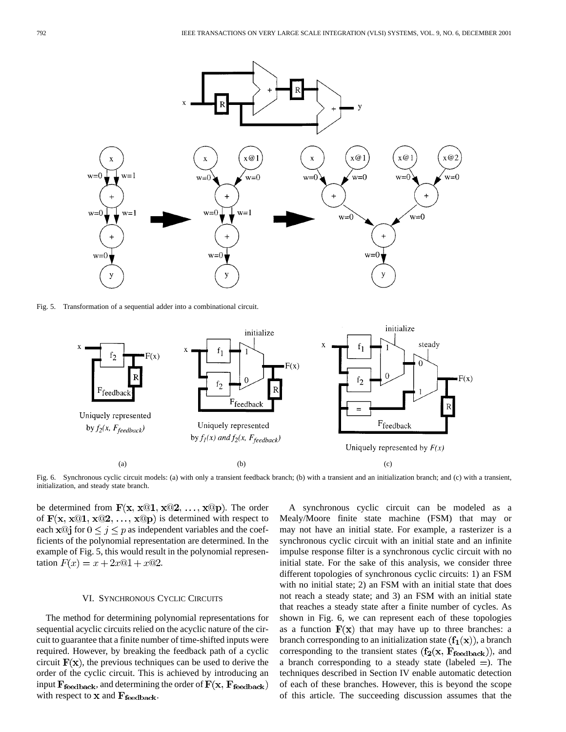Fig. 5. Transformation of a sequential adder into a combinational circuit.

Fig. 6. Synchronous cyclic circuit models: (a) with only a transient feedback branch; (b) with a transient and an initialization branch; and (c) with a transient, initialization, and steady state branch.

be determined from $\mathbf{F}(\mathbf{x}, \mathbf{x@1}, \mathbf{x@2}, \ldots, \mathbf{x@p})$. The order of $\mathbf{F}(\mathbf{x}, \mathbf{x@1}, \mathbf{x@2}, \ldots, \mathbf{x@p})$ is determined with respect to each $\mathbf{x@j}$ for $0 \leq j \leq p$ as independent variables and the coefficients of the polynomial representation are determined. In the example of Fig. 5, this would result in the polynomial representation $F(x) = x + 2x@1 + x@2$.

## VI. Synchronous Cyclic Circuits

The method for determining polynomial representations for sequential acyclic circuits relied on the acyclic nature of the circuit to guarantee that a finite number of time-shifted inputs were required. However, by breaking the feedback path of a cyclic circuit $\mathbf{F}(\mathbf{x})$, the previous techniques can be used to derive the order of the cyclic circuit. This is achieved by introducing an input $\mathbf{F_{feedback}}$, and determining the order of $\mathbf{F}(\mathbf{x}, \mathbf{F_{feedback}})$ with respect to $\mathbf{x}$ and $\mathbf{F_{feedback}}$.

A synchronous cyclic circuit can be modeled as a Mealy/Moore finite state machine (FSM) that may or may not have an initial state. For example, a rasterizer is a synchronous cyclic circuit with an initial state and an infinite impulse response filter is a synchronous cyclic circuit with no initial state. For the sake of this analysis, we consider three different topologies of synchronous cyclic circuits: 1) an FSM with no initial state; 2) an FSM with an initial state that does not reach a steady state; and 3) an FSM with an initial state that reaches a steady state after a finite number of cycles. As shown in Fig. 6, we can represent each of these topologies as a function $\mathbf{F}(\mathbf{x})$ that may have up to three branches: a branch corresponding to an initialization state $(\mathbf{f_1}(\mathbf{x}))$, a branch corresponding to the transient states $(\mathbf{f_2}(\mathbf{x}, \mathbf{F_{feedback}}))$, and a branch corresponding to a steady state (labeled $=$). The techniques described in Section IV enable automatic detection of each of these branches. However, this is beyond the scope of this article. The succeeding discussion assumes that the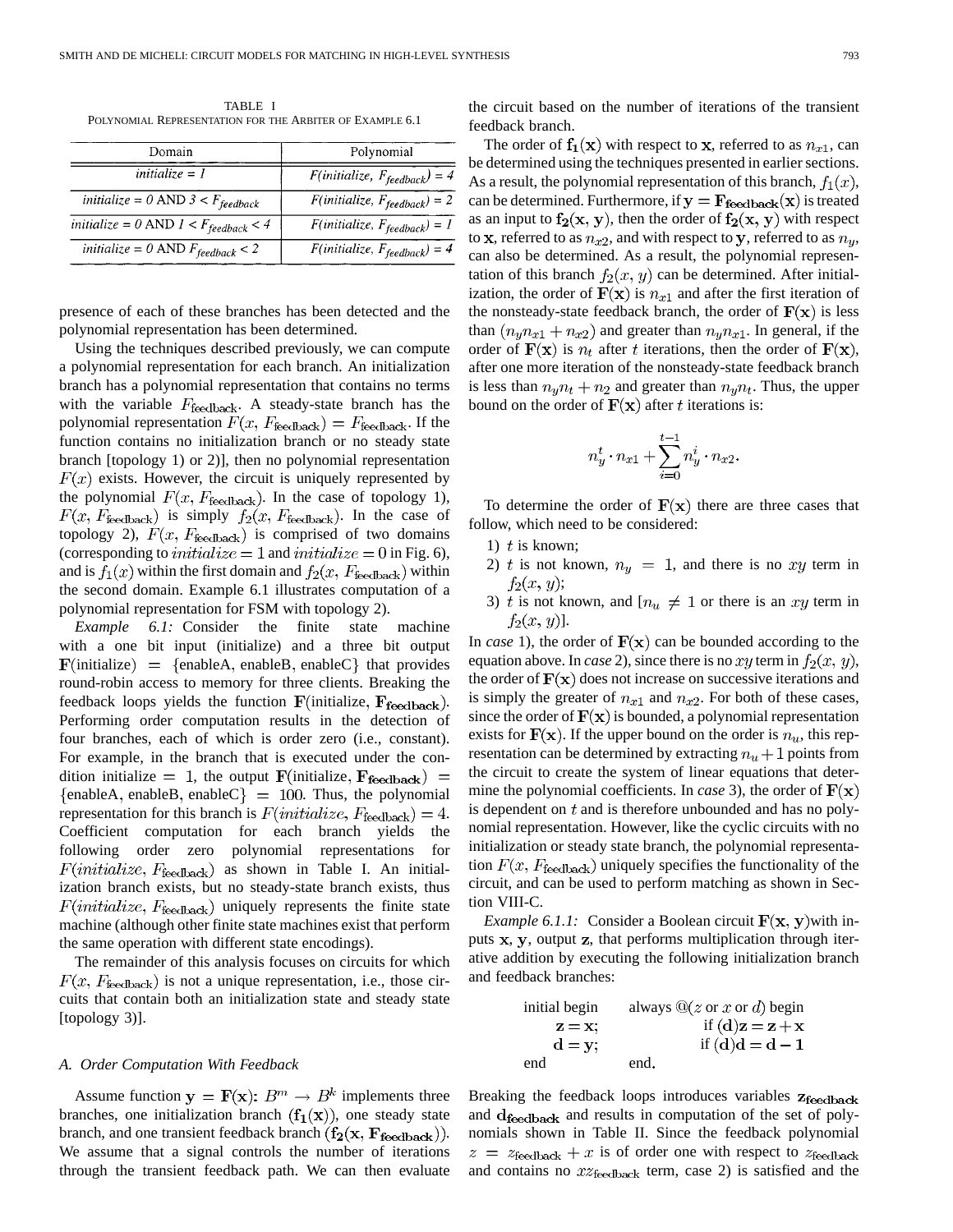TABLE I
POLYNOMIAL REPRESENTATION FOR THE ARBITER OF EXAMPLE 6.1

| Domain | Polynomial |
| --- | --- |
| *initialize = 1* | *F(initialize, $F_{feedback}$) = 4* |
| *initialize = 0* AND *3 < $F_{feedback}$* | *F(initialize, $F_{feedback}$) = 2* |
| *initialize = 0* AND *1 < $F_{feedback}$ < 4* | *F(initialize, $F_{feedback}$) = 1* |
| *initialize = 0* AND *$F_{feedback}$ < 2* | *F(initialize, $F_{feedback}$) = 4* |

presence of each of these branches has been detected and the polynomial representation has been determined.

Using the techniques described previously, we can compute a polynomial representation for each branch. An initialization branch has a polynomial representation that contains no terms with the variable $F_{\text{feedback}}$. A steady-state branch has the polynomial representation $F(x, F_{\text{feedback}}) = F_{\text{feedback}}$. If the function contains no initialization branch or no steady state branch [topology 1) or 2)], then no polynomial representation $F(x)$ exists. However, the circuit is uniquely represented by the polynomial $F(x, F_{\text{feedback}})$. In the case of topology 1), $F(x, F_{\text{feedback}})$ is simply $f_2(x, F_{\text{feedback}})$. In the case of topology 2), $F(x, F_{\text{feedback}})$ is comprised of two domains (corresponding to $initialize = 1$ and $initialize = 0$ in Fig. 6), and is $f_1(x)$ within the first domain and $f_2(x, F_{\text{feedback}})$ within the second domain. Example 6.1 illustrates computation of a polynomial representation for FSM with topology 2).

*Example 6.1:* Consider the finite state machine with a one bit input (initialize) and a three bit output $\mathbf{F}(\text{initialize}) = \{\text{enableA, enableB, enableC}\}$ that provides round-robin access to memory for three clients. Breaking the feedback loops yields the function $\mathbf{F}(\text{initialize}, \mathbf{F_{feedback}})$. Performing order computation results in the detection of four branches, each of which is order zero (i.e., constant). For example, in the branch that is executed under the condition initialize $= 1$, the output $\mathbf{F}(\text{initialize}, \mathbf{F_{feedback}}) = \{\text{enableA, enableB, enableC}\} = 100$. Thus, the polynomial representation for this branch is $F(initialize, F_{\text{feedback}}) = 4$. Coefficient computation for each branch yields the following order zero polynomial representations for $F(initialize, F_{\text{feedback}})$ as shown in Table I. An initialization branch exists, but no steady-state branch exists, thus $F(initialize, F_{\text{feedback}})$ uniquely represents the finite state machine (although other finite state machines exist that perform the same operation with different state encodings).

The remainder of this analysis focuses on circuits for which $F(x, F_{\text{feedback}})$ is not a unique representation, i.e., those circuits that contain both an initialization state and steady state [topology 3)].

### A. Order Computation With Feedback

Assume function $\mathbf{y} = \mathbf{F}(\mathbf{x})$: $B^m \rightarrow B^k$ implements three branches, one initialization branch $(\mathbf{f_1}(\mathbf{x}))$, one steady state branch, and one transient feedback branch $(\mathbf{f_2}(\mathbf{x}, \mathbf{F_{feedback}}))$. We assume that a signal controls the number of iterations through the transient feedback path. We can then evaluate the circuit based on the number of iterations of the transient feedback branch.

The order of $\mathbf{f_1}(\mathbf{x})$ with respect to $\mathbf{x}$, referred to as $n_{x1}$, can be determined using the techniques presented in earlier sections. As a result, the polynomial representation of this branch, $f_1(x)$, can be determined. Furthermore, if $\mathbf{y} = \mathbf{F_{feedback}}(\mathbf{x})$ is treated as an input to $\mathbf{f_2}(\mathbf{x}, \mathbf{y})$, then the order of $\mathbf{f_2}(\mathbf{x}, \mathbf{y})$ with respect to $\mathbf{x}$, referred to as $n_{x2}$, and with respect to $\mathbf{y}$, referred to as $n_y$, can also be determined. As a result, the polynomial representation of this branch $f_2(x, y)$ can be determined. After initialization, the order of $\mathbf{F}(\mathbf{x})$ is $n_{x1}$ and after the first iteration of the nonsteady-state feedback branch, the order of $\mathbf{F}(\mathbf{x})$ is less than $(n_y n_{x1} + n_{x2})$ and greater than $n_y n_{x1}$. In general, if the order of $\mathbf{F}(\mathbf{x})$ is $n_t$ after $t$ iterations, then the order of $\mathbf{F}(\mathbf{x})$, after one more iteration of the nonsteady-state feedback branch is less than $n_y n_t + n_2$ and greater than $n_y n_t$. Thus, the upper bound on the order of $\mathbf{F}(\mathbf{x})$ after $t$ iterations is:

$$n_y^t \cdot n_{x1} + \sum_{i=0}^{t-1} n_y^i \cdot n_{x2}.$$

To determine the order of $\mathbf{F}(\mathbf{x})$ there are three cases that follow, which need to be considered:

1) $t$ is known;
2) $t$ is not known, $n_y = 1$, and there is no $xy$ term in $f_2(x, y)$;
3) $t$ is not known, and [$n_u \neq 1$ or there is an $xy$ term in $f_2(x, y)$].

In *case* 1), the order of $\mathbf{F}(\mathbf{x})$ can be bounded according to the equation above. In *case* 2), since there is no $xy$ term in $f_2(x, y)$, the order of $\mathbf{F}(\mathbf{x})$ does not increase on successive iterations and is simply the greater of $n_{x1}$ and $n_{x2}$. For both of these cases, since the order of $\mathbf{F}(\mathbf{x})$ is bounded, a polynomial representation exists for $\mathbf{F}(\mathbf{x})$. If the upper bound on the order is $n_u$, this representation can be determined by extracting $n_u + 1$ points from the circuit to create the system of linear equations that determine the polynomial coefficients. In *case* 3), the order of $\mathbf{F}(\mathbf{x})$ is dependent on $t$ and is therefore unbounded and has no polynomial representation. However, like the cyclic circuits with no initialization or steady state branch, the polynomial representation $F(x, F_{\text{feedback}})$ uniquely specifies the functionality of the circuit, and can be used to perform matching as shown in Section VIII-C.

*Example 6.1.1:* Consider a Boolean circuit $\mathbf{F}(\mathbf{x}, \mathbf{y})$ with inputs $\mathbf{x}$, $\mathbf{y}$, output $\mathbf{z}$, that performs multiplication through iterative addition by executing the following initialization branch and feedback branches:

```
initial begin        always @(z or x or d) begin
    z = x;               if (d) z = z + x
    d = y;               if (d) d = d - 1
end                  end.
```

Breaking the feedback loops introduces variables $\mathbf{z_{feedback}}$ and $\mathbf{d_{feedback}}$ and results in computation of the set of polynomials shown in Table II. Since the feedback polynomial $z = z_{\text{feedback}} + x$ is of order one with respect to $z_{\text{feedback}}$ and contains no $xz_{\text{feedback}}$ term, case 2) is satisfied and the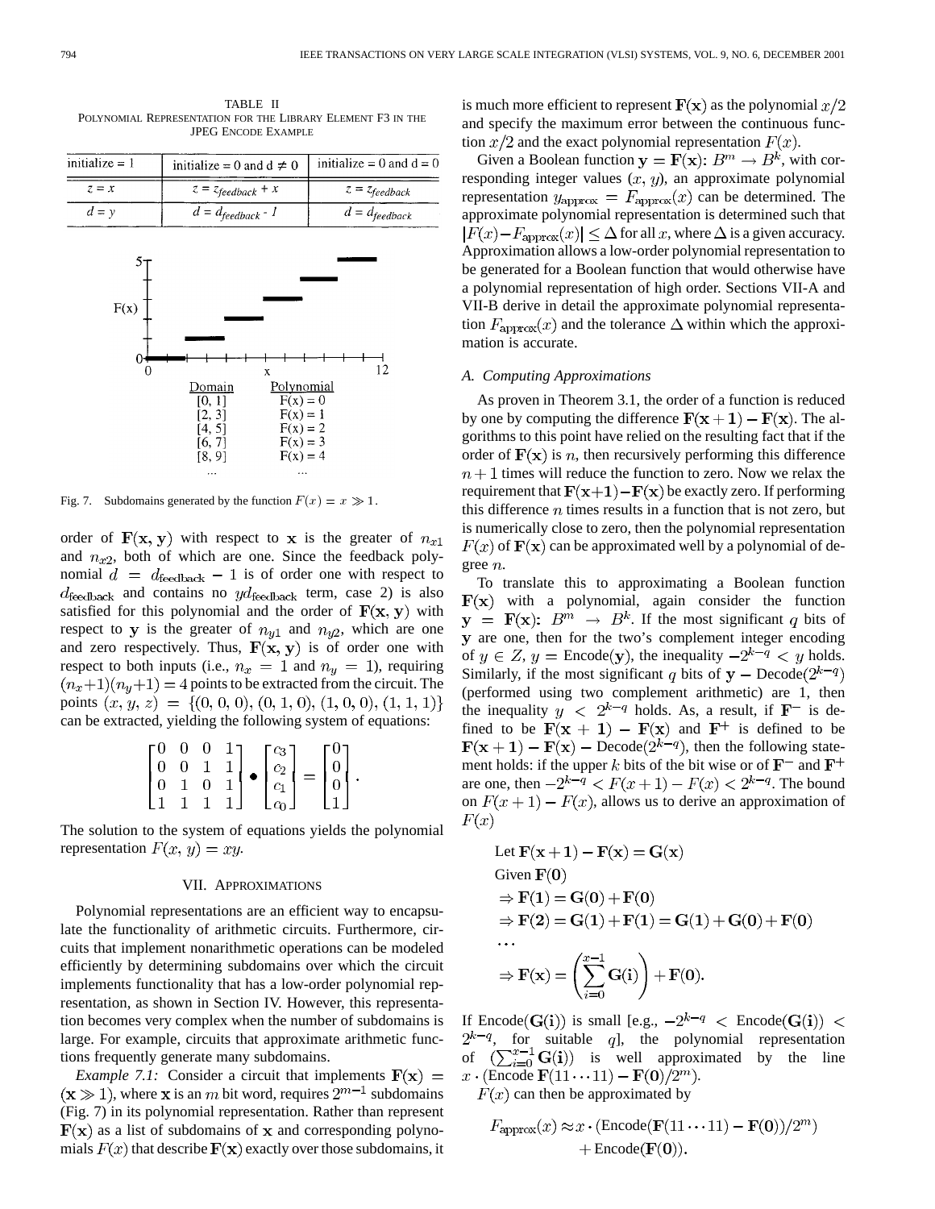TABLE II
POLYNOMIAL REPRESENTATION FOR THE LIBRARY ELEMENT F3 IN THE JPEG ENCODE EXAMPLE

| initialize = 1 | initialize = 0 and d ≠ 0 | initialize = 0 and d = 0 |
|---|---|---|
| $z = x$ | $z = z_{feedback} + x$ | $z = z_{feedback}$ |
| $d = y$ | $d = d_{feedback}$ - 1 | $d = d_{feedback}$ |

| Domain | Polynomial |
|---|---|
| [0, 1] | F(x) = 0 |
| [2, 3] | F(x) = 1 |
| [4, 5] | F(x) = 2 |
| [6, 7] | F(x) = 3 |
| [8, 9] | F(x) = 4 |
| ... | ... |

Fig. 7. Subdomains generated by the function $F(x) = x \gg 1$.

order of $\mathbf{F}(\mathbf{x}, \mathbf{y})$ with respect to $\mathbf{x}$ is the greater of $n_{x1}$ and $n_{x2}$, both of which are one. Since the feedback polynomial $d = d_{\text{feedback}} - 1$ is of order one with respect to $d_{\text{feedback}}$ and contains no $yd_{\text{feedback}}$ term, case 2) is also satisfied for this polynomial and the order of $\mathbf{F}(\mathbf{x}, \mathbf{y})$ with respect to $\mathbf{y}$ is the greater of $n_{y1}$ and $n_{y2}$, which are one and zero respectively. Thus, $\mathbf{F}(\mathbf{x}, \mathbf{y})$ is of order one with respect to both inputs (i.e., $n_x = 1$ and $n_y = 1$), requiring $(n_x+1)(n_y+1) = 4$ points to be extracted from the circuit. The points $(x, y, z) = \{(0, 0, 0), (0, 1, 0), (1, 0, 0), (1, 1, 1)\}$ can be extracted, yielding the following system of equations:

$$\begin{bmatrix} 0 & 0 & 0 & 1 \\ 0 & 0 & 1 & 1 \\ 0 & 1 & 0 & 1 \\ 1 & 1 & 1 & 1 \end{bmatrix} \bullet \begin{bmatrix} c_3 \\ c_2 \\ c_1 \\ c_0 \end{bmatrix} = \begin{bmatrix} 0 \\ 0 \\ 0 \\ 1 \end{bmatrix}.$$

The solution to the system of equations yields the polynomial representation $F(x, y) = xy$.

## VII. APPROXIMATIONS

Polynomial representations are an efficient way to encapsulate the functionality of arithmetic circuits. Furthermore, circuits that implement nonarithmetic operations can be modeled efficiently by determining subdomains over which the circuit implements functionality that has a low-order polynomial representation, as shown in Section IV. However, this representation becomes very complex when the number of subdomains is large. For example, circuits that approximate arithmetic functions frequently generate many subdomains.

*Example 7.1:* Consider a circuit that implements $\mathbf{F}(\mathbf{x}) = (\mathbf{x} \gg 1)$, where $\mathbf{x}$ is an $m$ bit word, requires $2^{m-1}$ subdomains (Fig. 7) in its polynomial representation. Rather than represent $\mathbf{F}(\mathbf{x})$ as a list of subdomains of $\mathbf{x}$ and corresponding polynomials $F(x)$ that describe $\mathbf{F}(\mathbf{x})$ exactly over those subdomains, it is much more efficient to represent $\mathbf{F}(\mathbf{x})$ as the polynomial $x/2$ and specify the maximum error between the continuous function $x/2$ and the exact polynomial representation $F(x)$.

Given a Boolean function $\mathbf{y} = \mathbf{F}(\mathbf{x})$: $B^m \to B^k$, with corresponding integer values $(x, y)$, an approximate polynomial representation $y_{\text{approx}} = F_{\text{approx}}(x)$ can be determined. The approximate polynomial representation is determined such that $|F(x) - F_{\text{approx}}(x)| \leq \Delta$ for all $x$, where $\Delta$ is a given accuracy. Approximation allows a low-order polynomial representation to be generated for a Boolean function that would otherwise have a polynomial representation of high order. Sections VII-A and VII-B derive in detail the approximate polynomial representation $F_{\text{approx}}(x)$ and the tolerance $\Delta$ within which the approximation is accurate.

### A. Computing Approximations

As proven in Theorem 3.1, the order of a function is reduced by one by computing the difference $\mathbf{F}(\mathbf{x}+\mathbf{1}) - \mathbf{F}(\mathbf{x})$. The algorithms to this point have relied on the resulting fact that if the order of $\mathbf{F}(\mathbf{x})$ is $n$, then recursively performing this difference $n+1$ times will reduce the function to zero. Now we relax the requirement that $\mathbf{F}(\mathbf{x}+\mathbf{1}) - \mathbf{F}(\mathbf{x})$ be exactly zero. If performing this difference $n$ times results in a function that is not zero, but is numerically close to zero, then the polynomial representation $F(x)$ of $\mathbf{F}(\mathbf{x})$ can be approximated well by a polynomial of degree $n$.

To translate this to approximating a Boolean function $\mathbf{F}(\mathbf{x})$ with a polynomial, again consider the function $\mathbf{y} = \mathbf{F}(\mathbf{x})$: $B^m \to B^k$. If the most significant $q$ bits of $\mathbf{y}$ are one, then for the two's complement integer encoding of $y \in Z$, $y = \text{Encode}(\mathbf{y})$, the inequality $-2^{k-q} < y$ holds. Similarly, if the most significant $q$ bits of $\mathbf{y} - \text{Decode}(2^{k-q})$ (performed using two complement arithmetic) are 1, then the inequality $y < 2^{k-q}$ holds. As a result, if $\mathbf{F}^-$ is defined to be $\mathbf{F}(\mathbf{x}+\mathbf{1}) - \mathbf{F}(\mathbf{x})$ and $\mathbf{F}^+$ is defined to be $\mathbf{F}(\mathbf{x}+\mathbf{1}) - \mathbf{F}(\mathbf{x}) - \text{Decode}(2^{k-q})$, then the following statement holds: if the upper $k$ bits of the bit wise or of $\mathbf{F}^-$ and $\mathbf{F}^+$ are one, then $-2^{k-q} < F(x+1) - F(x) < 2^{k-q}$. The bound on $F(x+1) - F(x)$, allows us to derive an approximation of $F(x)$

$$\begin{aligned}
&\text{Let } \mathbf{F}(\mathbf{x}+\mathbf{1}) - \mathbf{F}(\mathbf{x}) = \mathbf{G}(\mathbf{x}) \\
&\text{Given } \mathbf{F}(\mathbf{0}) \\
&\Rightarrow \mathbf{F}(\mathbf{1}) = \mathbf{G}(\mathbf{0}) + \mathbf{F}(\mathbf{0}) \\
&\Rightarrow \mathbf{F}(\mathbf{2}) = \mathbf{G}(\mathbf{1}) + \mathbf{F}(\mathbf{1}) = \mathbf{G}(\mathbf{1}) + \mathbf{G}(\mathbf{0}) + \mathbf{F}(\mathbf{0}) \\
&\cdots \\
&\Rightarrow \mathbf{F}(\mathbf{x}) = \left(\sum_{i=0}^{x-1} \mathbf{G}(\mathbf{i})\right) + \mathbf{F}(\mathbf{0}).
\end{aligned}$$

If $\text{Encode}(\mathbf{G}(\mathbf{i}))$ is small [e.g., $-2^{k-q} < \text{Encode}(\mathbf{G}(\mathbf{i})) < 2^{k-q}$, for suitable $q$], the polynomial representation of $(\sum_{i=0}^{x-1} \mathbf{G}(\mathbf{i}))$ is well approximated by the line $x \cdot (\text{Encode}\ \mathbf{F}(11\cdots 11) - \mathbf{F}(\mathbf{0})/2^m)$.

$F(x)$ can then be approximated by

$$\begin{aligned}
F_{\text{approx}}(x) \approx\, & x \cdot (\text{Encode}(\mathbf{F}(11\cdots 11) - \mathbf{F}(\mathbf{0}))/2^m) \\
& + \text{Encode}(\mathbf{F}(\mathbf{0})).
\end{aligned}$$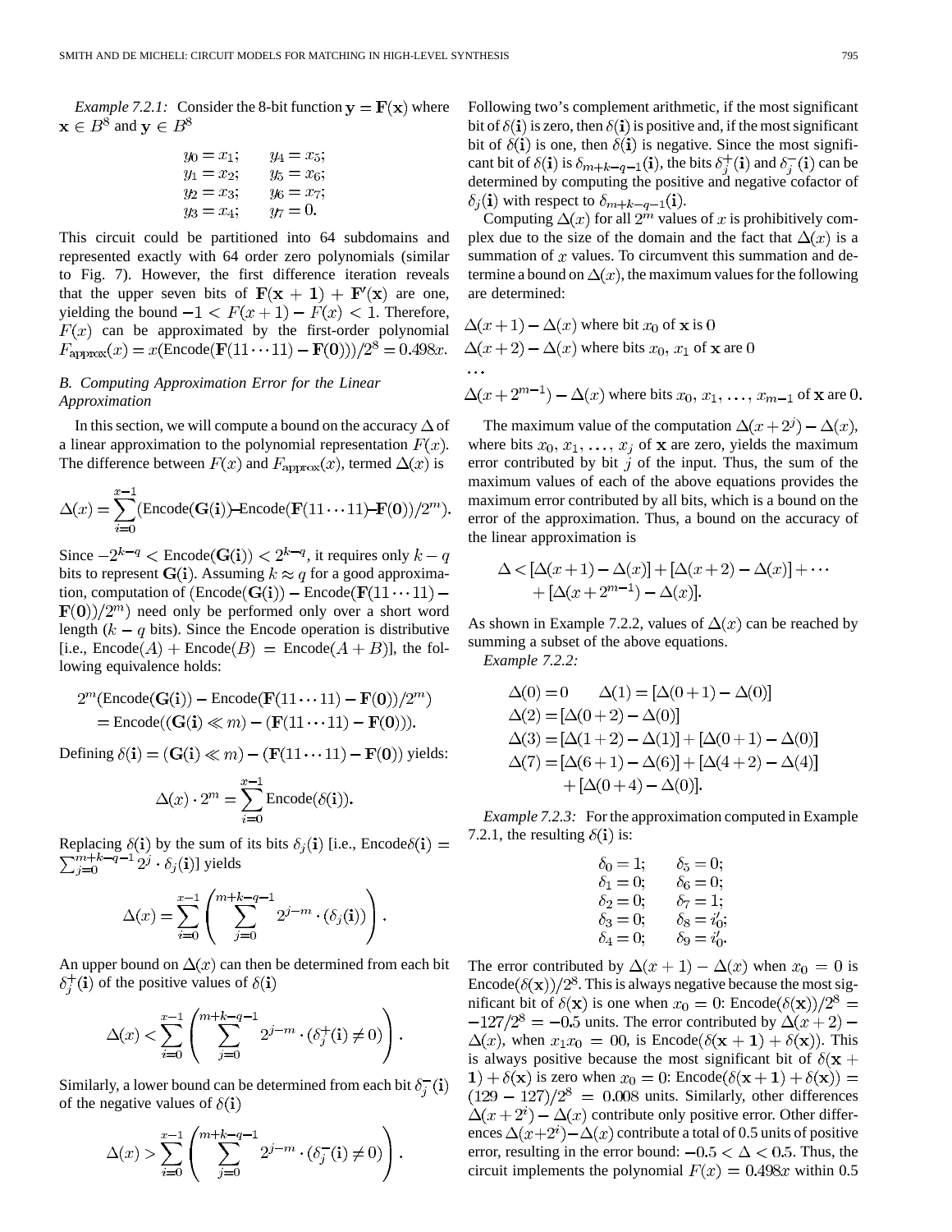*Example 7.2.1:* Consider the 8-bit function $\mathbf{y} = \mathbf{F}(\mathbf{x})$ where $\mathbf{x} \in B^8$ and $\mathbf{y} \in B^8$

$$
\begin{aligned}
y_0 &= x_1; & y_4 &= x_5;\\
y_1 &= x_2; & y_5 &= x_6;\\
y_2 &= x_3; & y_6 &= x_7;\\
y_3 &= x_4; & y_7 &= 0.
\end{aligned}
$$

This circuit could be partitioned into 64 subdomains and represented exactly with 64 order zero polynomials (similar to Fig. 7). However, the first difference iteration reveals that the upper seven bits of $\mathbf{F}(\mathbf{x}+\mathbf{1}) + \mathbf{F}'(\mathbf{x})$ are one, yielding the bound $-1 < F(x+1) - F(x) < 1$. Therefore, $F(x)$ can be approximated by the first-order polynomial $F_{\text{approx}}(x) = x(\text{Encode}(\mathbf{F}(11\cdots 11) - \mathbf{F}(\mathbf{0})))/2^8 = 0.498x$.

### B. Computing Approximation Error for the Linear Approximation

In this section, we will compute a bound on the accuracy $\Delta$ of a linear approximation to the polynomial representation $F(x)$. The difference between $F(x)$ and $F_{\text{approx}}(x)$, termed $\Delta(x)$ is

$$
\Delta(x) = \sum_{i=0}^{x-1} (\text{Encode}(\mathbf{G}(\mathbf{i})) - \text{Encode}(\mathbf{F}(11\cdots 11) - \mathbf{F}(\mathbf{0}))/2^m).
$$

Since $-2^{k-q} < \text{Encode}(\mathbf{G}(\mathbf{i})) < 2^{k-q}$, it requires only $k-q$ bits to represent $\mathbf{G}(\mathbf{i})$. Assuming $k \approx q$ for a good approximation, computation of $(\text{Encode}(\mathbf{G}(\mathbf{i})) - \text{Encode}(\mathbf{F}(11\cdots 11) - \mathbf{F}(\mathbf{0}))/2^m)$ need only be performed only over a short word length ($k-q$ bits). Since the Encode operation is distributive [i.e., $\text{Encode}(A) + \text{Encode}(B) = \text{Encode}(A+B)$], the following equivalence holds:

$$
\begin{aligned}
&2^m(\text{Encode}(\mathbf{G}(\mathbf{i})) - \text{Encode}(\mathbf{F}(11\cdots 11) - \mathbf{F}(\mathbf{0}))/2^m)\\
&\quad = \text{Encode}((\mathbf{G}(\mathbf{i}) \ll m) - (\mathbf{F}(11\cdots 11) - \mathbf{F}(\mathbf{0}))).
\end{aligned}
$$

Defining $\delta(\mathbf{i}) = (\mathbf{G}(\mathbf{i}) \ll m) - (\mathbf{F}(11\cdots 11) - \mathbf{F}(\mathbf{0}))$ yields:

$$
\Delta(x) \cdot 2^m = \sum_{i=0}^{x-1} \text{Encode}(\delta(\mathbf{i})).
$$

Replacing $\delta(\mathbf{i})$ by the sum of its bits $\delta_j(\mathbf{i})$ [i.e., $\text{Encode}\delta(\mathbf{i}) = \sum_{j=0}^{m+k-q-1} 2^j \cdot \delta_j(\mathbf{i})$] yields

$$
\Delta(x) = \sum_{i=0}^{x-1} \left( \sum_{j=0}^{m+k-q-1} 2^{j-m} \cdot (\delta_j(\mathbf{i})) \right).
$$

An upper bound on $\Delta(x)$ can then be determined from each bit $\delta_j^+(\mathbf{i})$ of the positive values of $\delta(\mathbf{i})$

$$
\Delta(x) < \sum_{i=0}^{x-1} \left( \sum_{j=0}^{m+k-q-1} 2^{j-m} \cdot (\delta_j^+(\mathbf{i}) \neq 0) \right).
$$

Similarly, a lower bound can be determined from each bit $\delta_j^-(\mathbf{i})$ of the negative values of $\delta(\mathbf{i})$

$$
\Delta(x) > \sum_{i=0}^{x-1} \left( \sum_{j=0}^{m+k-q-1} 2^{j-m} \cdot (\delta_j^-(\mathbf{i}) \neq 0) \right).
$$

Following two's complement arithmetic, if the most significant bit of $\delta(\mathbf{i})$ is zero, then $\delta(\mathbf{i})$ is positive and, if the most significant bit of $\delta(\mathbf{i})$ is one, then $\delta(\mathbf{i})$ is negative. Since the most significant bit of $\delta(\mathbf{i})$ is $\delta_{m+k-q-1}(\mathbf{i})$, the bits $\delta_j^+(\mathbf{i})$ and $\delta_j^-(\mathbf{i})$ can be determined by computing the positive and negative cofactor of $\delta_j(\mathbf{i})$ with respect to $\delta_{m+k-q-1}(\mathbf{i})$.

Computing $\Delta(x)$ for all $2^m$ values of $x$ is prohibitively complex due to the size of the domain and the fact that $\Delta(x)$ is a summation of $x$ values. To circumvent this summation and determine a bound on $\Delta(x)$, the maximum values for the following are determined:

$\Delta(x+1) - \Delta(x)$ where bit $x_0$ of $\mathbf{x}$ is 0

$\Delta(x+2) - \Delta(x)$ where bits $x_0$, $x_1$ of $\mathbf{x}$ are 0

$\ldots$

$\Delta(x+2^{m-1}) - \Delta(x)$ where bits $x_0, x_1, \ldots, x_{m-1}$ of $\mathbf{x}$ are 0.

The maximum value of the computation $\Delta(x+2^j) - \Delta(x)$, where bits $x_0, x_1, \ldots, x_j$ of $\mathbf{x}$ are zero, yields the maximum error contributed by bit $j$ of the input. Thus, the sum of the maximum values of each of the above equations provides the maximum error contributed by all bits, which is a bound on the error of the approximation. Thus, a bound on the accuracy of the linear approximation is

$$
\begin{aligned}
\Delta < &[\Delta(x+1) - \Delta(x)] + [\Delta(x+2) - \Delta(x)] + \cdots\\
&+ [\Delta(x+2^{m-1}) - \Delta(x)].
\end{aligned}
$$

As shown in Example 7.2.2, values of $\Delta(x)$ can be reached by summing a subset of the above equations.

*Example 7.2.2:*

$$
\begin{aligned}
\Delta(0) &= 0 \qquad \Delta(1) = [\Delta(0+1) - \Delta(0)]\\
\Delta(2) &= [\Delta(0+2) - \Delta(0)]\\
\Delta(3) &= [\Delta(1+2) - \Delta(1)] + [\Delta(0+1) - \Delta(0)]\\
\Delta(7) &= [\Delta(6+1) - \Delta(6)] + [\Delta(4+2) - \Delta(4)]\\
&\quad + [\Delta(0+4) - \Delta(0)].
\end{aligned}
$$

*Example 7.2.3:* For the approximation computed in Example 7.2.1, the resulting $\delta(\mathbf{i})$ is:

$$
\begin{aligned}
\delta_0 &= 1; & \delta_5 &= 0;\\
\delta_1 &= 0; & \delta_6 &= 0;\\
\delta_2 &= 0; & \delta_7 &= 1;\\
\delta_3 &= 0; & \delta_8 &= i_0';\\
\delta_4 &= 0; & \delta_9 &= i_0'.
\end{aligned}
$$

The error contributed by $\Delta(x+1) - \Delta(x)$ when $x_0 = 0$ is $\text{Encode}(\delta(\mathbf{x}))/2^8$. This is always negative because the most significant bit of $\delta(\mathbf{x})$ is one when $x_0 = 0$: $\text{Encode}(\delta(\mathbf{x}))/2^8 = -127/2^8 = -0.5$ units. The error contributed by $\Delta(x+2) - \Delta(x)$, when $x_1 x_0 = 00$, is $\text{Encode}(\delta(\mathbf{x}+\mathbf{1}) + \delta(\mathbf{x}))$. This is always positive because the most significant bit of $\delta(\mathbf{x}+\mathbf{1}) + \delta(\mathbf{x})$ is zero when $x_0 = 0$: $\text{Encode}(\delta(\mathbf{x}+\mathbf{1}) + \delta(\mathbf{x})) = (129 - 127)/2^8 = 0.008$ units. Similarly, other differences $\Delta(x+2^i) - \Delta(x)$ contribute only positive error. Other differences $\Delta(x+2^i) - \Delta(x)$ contribute a total of 0.5 units of positive error, resulting in the error bound: $-0.5 < \Delta < 0.5$. Thus, the circuit implements the polynomial $F(x) = 0.498x$ within 0.5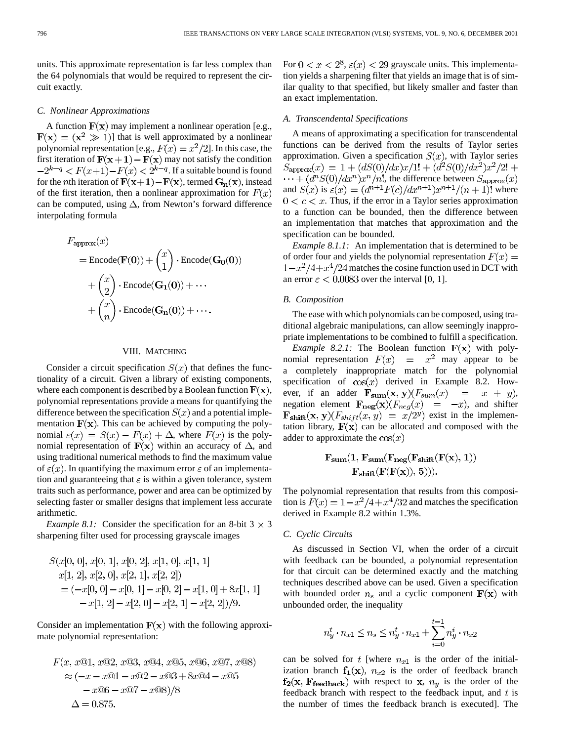units. This approximate representation is far less complex than the 64 polynomials that would be required to represent the circuit exactly.

### C. Nonlinear Approximations

A function $\mathbf{F(x)}$ may implement a nonlinear operation [e.g., $\mathbf{F(x)} = (\mathbf{x}^2 \gg 1)$] that is well approximated by a nonlinear polynomial representation [e.g., $F(x) = x^2/2$]. In this case, the first iteration of $\mathbf{F(x+1)} - \mathbf{F(x)}$ may not satisfy the condition $-2^{k-q} < F(x+1) - F(x) < 2^{k-q}$. If a suitable bound is found for the $n$th iteration of $\mathbf{F(x+1)} - \mathbf{F(x)}$, termed $\mathbf{G_n(x)}$, instead of the first iteration, then a nonlinear approximation for $F(x)$ can be computed, using $\Delta$, from Newton's forward difference interpolating formula

$$
\begin{aligned}
F_{\text{approx}}(x) &= \text{Encode}(\mathbf{F(0)}) + \binom{x}{1} \cdot \text{Encode}(\mathbf{G_0(0)}) \\
&\quad + \binom{x}{2} \cdot \text{Encode}(\mathbf{G_1(0)}) + \cdots \\
&\quad + \binom{x}{n} \cdot \text{Encode}(\mathbf{G_n(0)}) + \cdots.
\end{aligned}
$$

## VIII. Matching

Consider a circuit specification $S(x)$ that defines the functionality of a circuit. Given a library of existing components, where each component is described by a Boolean function $\mathbf{F(x)}$, polynomial representations provide a means for quantifying the difference between the specification $S(x)$ and a potential implementation $\mathbf{F(x)}$. This can be achieved by computing the polynomial $\varepsilon(x) = S(x) - F(x) + \Delta$, where $F(x)$ is the polynomial representation of $\mathbf{F(x)}$ within an accuracy of $\Delta$, and using traditional numerical methods to find the maximum value of $\varepsilon(x)$. In quantifying the maximum error $\varepsilon$ of an implementation and guaranteeing that $\varepsilon$ is within a given tolerance, system traits such as performance, power and area can be optimized by selecting faster or smaller designs that implement less accurate arithmetic.

*Example 8.1:* Consider the specification for an 8-bit $3 \times 3$ sharpening filter used for processing grayscale images

$$
\begin{aligned}
&S(x[0,0], x[0,1], x[0,2], x[1,0], x[1,1] \\
&\quad x[1,2], x[2,0], x[2,1], x[2,2]) \\
&= (-x[0,0] - x[0,1] - x[0,2] - x[1,0] + 8x[1,1] \\
&\quad - x[1,2] - x[2,0] - x[2,1] - x[2,2])/9.
\end{aligned}
$$

Consider an implementation $\mathbf{F(x)}$ with the following approximate polynomial representation:

$$
\begin{aligned}
&F(x, x@1, x@2, x@3, x@4, x@5, x@6, x@7, x@8) \\
&\approx (-x - x@1 - x@2 - x@3 + 8x@4 - x@5 \\
&\quad - x@6 - x@7 - x@8)/8 \\
&\Delta = 0.875.
\end{aligned}
$$

For $0 < x < 2^8$, $\varepsilon(x) < 29$ grayscale units. This implementation yields a sharpening filter that yields an image that is of similar quality to that specified, but likely smaller and faster than an exact implementation.

### A. Transcendental Specifications

A means of approximating a specification for transcendental functions can be derived from the results of Taylor series approximation. Given a specification $S(x)$, with Taylor series $S_{\text{approx}}(x) = 1 + (dS(0)/dx)x/1! + (d^2S(0)/dx^2)x^2/2! + \cdots + (d^nS(0)/dx^n)x^n/n!$, the difference between $S_{\text{approx}}(x)$ and $S(x)$ is $\varepsilon(x) = (d^{n+1}F(c)/dx^{n+1})x^{n+1}/(n+1)!$ where $0 < c < x$. Thus, if the error in a Taylor series approximation to a function can be bounded, then the difference between an implementation that matches that approximation and the specification can be bounded.

*Example 8.1.1:* An implementation that is determined to be of order four and yields the polynomial representation $F(x) = 1 - x^2/4 + x^4/24$ matches the cosine function used in DCT with an error $\varepsilon < 0.0083$ over the interval [0, 1].

### B. Composition

The ease with which polynomials can be composed, using traditional algebraic manipulations, can allow seemingly inappropriate implementations to be combined to fulfill a specification.

*Example 8.2.1:* The Boolean function $\mathbf{F(x)}$ with polynomial representation $F(x) = x^2$ may appear to be a completely inappropriate match for the polynomial specification of $\cos(x)$ derived in Example 8.2. However, if an adder $\mathbf{F_{sum}(x, y)}(F_{sum}(x) = x + y)$, negation element $\mathbf{F_{neg}(x)}(F_{neg}(x) = -x)$, and shifter $\mathbf{F_{shift}(x, y)}(F_{shift}(x, y) = x/2^y)$ exist in the implementation library, $\mathbf{F(x)}$ can be allocated and composed with the adder to approximate the $\cos(x)$

$$
\begin{aligned}
&\mathbf{F_{sum}(1, F_{sum}(F_{neg}(F_{shift}(F(x), 1))} \\
&\quad \mathbf{F_{shift}(F(F(x)), 5)))}.
\end{aligned}
$$

The polynomial representation that results from this composition is $F(x) = 1 - x^2/4 + x^4/32$ and matches the specification derived in Example 8.2 within 1.3%.

### C. Cyclic Circuits

As discussed in Section VI, when the order of a circuit with feedback can be bounded, a polynomial representation for that circuit can be determined exactly and the matching techniques described above can be used. Given a specification with bounded order $n_s$ and a cyclic component $\mathbf{F(x)}$ with unbounded order, the inequality

$$
n_y^t \cdot n_{x1} \le n_s \le n_y^t \cdot n_{x1} + \sum_{i=0}^{t-1} n_y^i \cdot n_{x2}
$$

can be solved for $t$ [where $n_{x1}$ is the order of the initialization branch $\mathbf{f_1(x)}$, $n_{x2}$ is the order of feedback branch $\mathbf{f_2(x, F_{feedback})}$ with respect to $\mathbf{x}$, $n_y$ is the order of the feedback branch with respect to the feedback input, and $t$ is the number of times the feedback branch is executed]. The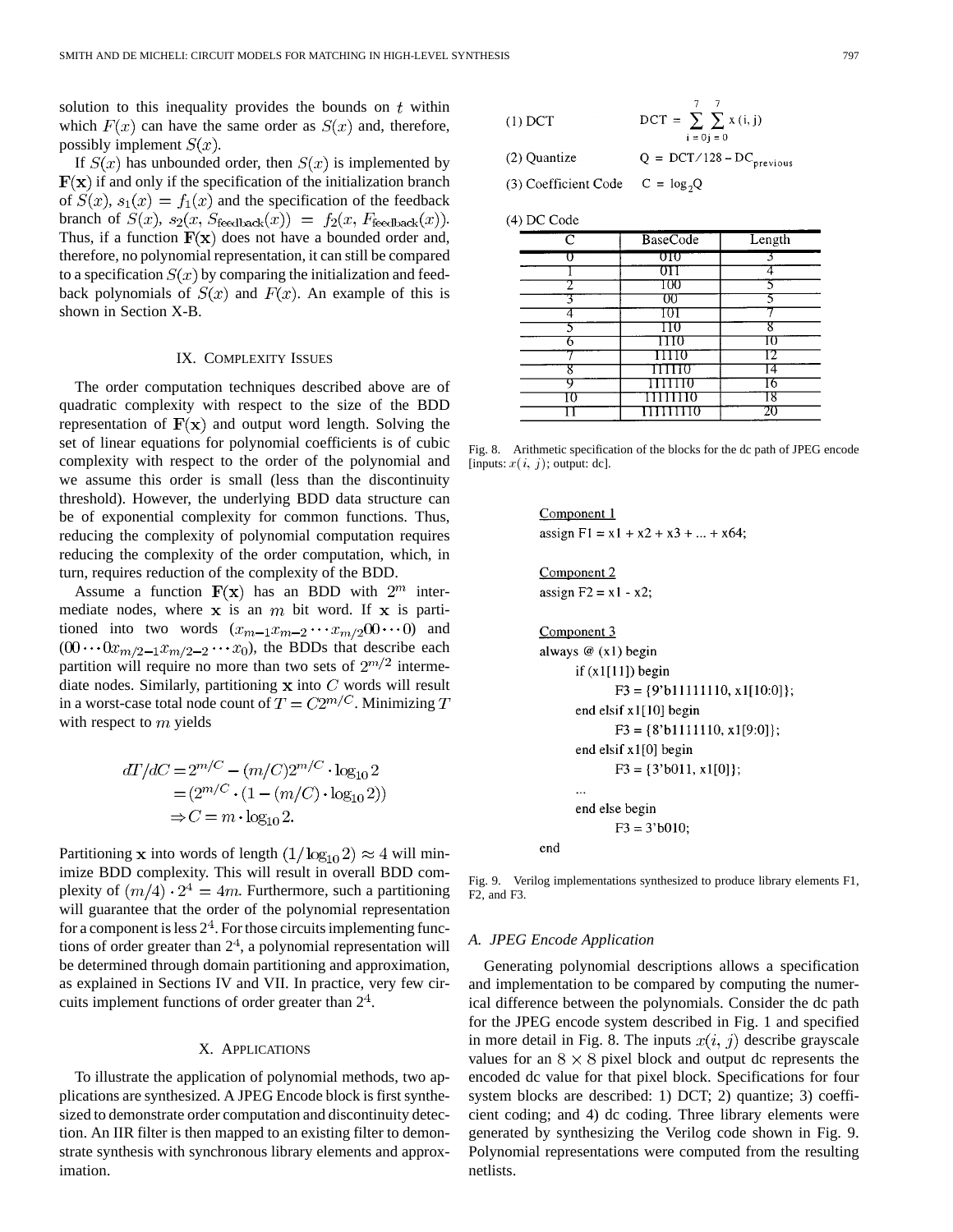solution to this inequality provides the bounds on $t$ within which $F(x)$ can have the same order as $S(x)$ and, therefore, possibly implement $S(x)$.

If $S(x)$ has unbounded order, then $S(x)$ is implemented by $\mathbf{F}(\mathbf{x})$ if and only if the specification of the initialization branch of $S(x)$, $s_1(x) = f_1(x)$ and the specification of the feedback branch of $S(x)$, $s_2(x, S_{\text{feedback}}(x)) = f_2(x, F_{\text{feedback}}(x))$. Thus, if a function $\mathbf{F}(\mathbf{x})$ does not have a bounded order and, therefore, no polynomial representation, it can still be compared to a specification $S(x)$ by comparing the initialization and feedback polynomials of $S(x)$ and $F(x)$. An example of this is shown in Section X-B.

## IX. Complexity Issues

The order computation techniques described above are of quadratic complexity with respect to the size of the BDD representation of $\mathbf{F}(\mathbf{x})$ and output word length. Solving the set of linear equations for polynomial coefficients is of cubic complexity with respect to the order of the polynomial and we assume this order is small (less than the discontinuity threshold). However, the underlying BDD data structure can be of exponential complexity for common functions. Thus, reducing the complexity of polynomial computation requires reducing the complexity of the order computation, which, in turn, requires reduction of the complexity of the BDD.

Assume a function $\mathbf{F}(\mathbf{x})$ has an BDD with $2^m$ intermediate nodes, where $\mathbf{x}$ is an $m$ bit word. If $\mathbf{x}$ is partitioned into two words $(x_{m-1}x_{m-2}\cdots x_{m/2}00\cdots 0)$ and $(00\cdots 0x_{m/2-1}x_{m/2-2}\cdots x_0)$, the BDDs that describe each partition will require no more than two sets of $2^{m/2}$ intermediate nodes. Similarly, partitioning $\mathbf{x}$ into $C$ words will result in a worst-case total node count of $T = C2^{m/C}$. Minimizing $T$ with respect to $m$ yields

$$
\begin{aligned}
dT/dC &= 2^{m/C} - (m/C)2^{m/C}\cdot \log_{10} 2 \\
&= (2^{m/C}\cdot(1-(m/C)\cdot\log_{10} 2)) \\
&\Rightarrow C = m\cdot\log_{10} 2.
\end{aligned}
$$

Partitioning $\mathbf{x}$ into words of length $(1/\log_{10} 2) \approx 4$ will minimize BDD complexity. This will result in overall BDD complexity of $(m/4)\cdot 2^4 = 4m$. Furthermore, such a partitioning will guarantee that the order of the polynomial representation for a component is less $2^4$. For those circuits implementing functions of order greater than $2^4$, a polynomial representation will be determined through domain partitioning and approximation, as explained in Sections IV and VII. In practice, very few circuits implement functions of order greater than $2^4$.

## X. Applications

To illustrate the application of polynomial methods, two applications are synthesized. A JPEG Encode block is first synthesized to demonstrate order computation and discontinuity detection. An IIR filter is then mapped to an existing filter to demonstrate synthesis with synchronous library elements and approximation.

(1) DCT $\quad \text{DCT} = \sum_{i=0}^{7}\sum_{j=0}^{7} x(i,j)$

(2) Quantize $\quad Q = \text{DCT}/128 - \text{DC}_{\text{previous}}$

(3) Coefficient Code $\quad C = \log_2 Q$

(4) DC Code

| C | BaseCode | Length |
|---|---|---|
| 0 | 010 | 3 |
| 1 | 011 | 4 |
| 2 | 100 | 5 |
| 3 | 00 | 5 |
| 4 | 101 | 7 |
| 5 | 110 | 8 |
| 6 | 1110 | 10 |
| 7 | 11110 | 12 |
| 8 | 111110 | 14 |
| 9 | 1111110 | 16 |
| 10 | 11111110 | 18 |
| 11 | 111111110 | 20 |

Fig. 8. Arithmetic specification of the blocks for the dc path of JPEG encode [inputs: $x(i, j)$; output: dc].

```
Component 1
assign F1 = x1 + x2 + x3 + ... + x64;

Component 2
assign F2 = x1 - x2;

Component 3
always @ (x1) begin
    if (x1[11]) begin
        F3 = {9'b11111110, x1[10:0]};
    end elsif x1[10] begin
        F3 = {8'b1111110, x1[9:0]};
    end elsif x1[0] begin
        F3 = {3'b011, x1[0]};
    ...
    end else begin
        F3 = 3'b010;
end
```

Fig. 9. Verilog implementations synthesized to produce library elements F1, F2, and F3.

### A. JPEG Encode Application

Generating polynomial descriptions allows a specification and implementation to be compared by computing the numerical difference between the polynomials. Consider the dc path for the JPEG encode system described in Fig. 1 and specified in more detail in Fig. 8. The inputs $x(i, j)$ describe grayscale values for an $8 \times 8$ pixel block and output dc represents the encoded dc value for that pixel block. Specifications for four system blocks are described: 1) DCT; 2) quantize; 3) coefficient coding; and 4) dc coding. Three library elements were generated by synthesizing the Verilog code shown in Fig. 9. Polynomial representations were computed from the resulting netlists.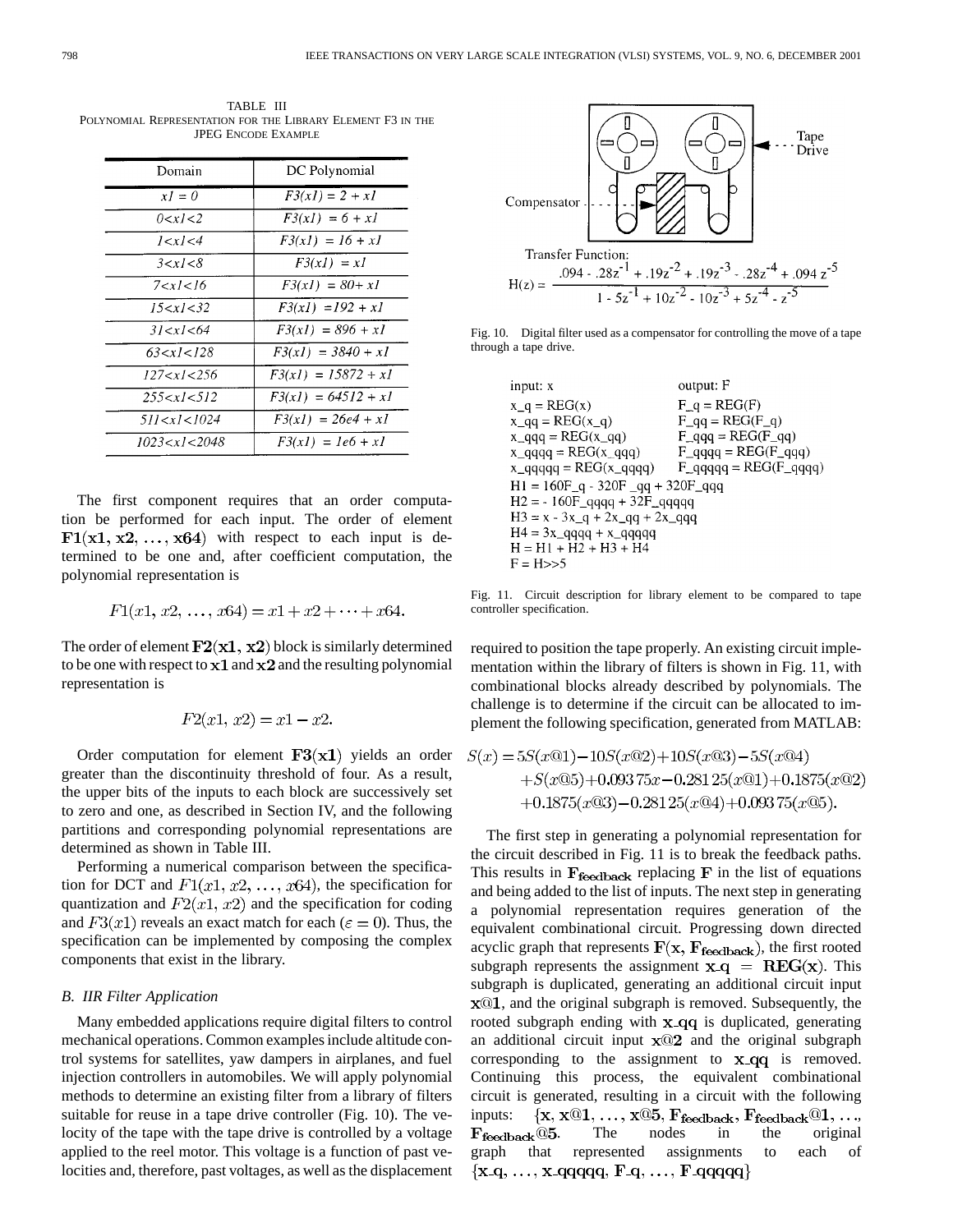TABLE III
POLYNOMIAL REPRESENTATION FOR THE LIBRARY ELEMENT F3 IN THE JPEG ENCODE EXAMPLE

| Domain | DC Polynomial |
|---|---|
| $x1 = 0$ | $F3(x1) = 2 + x1$ |
| $0<x1<2$ | $F3(x1) = 6 + x1$ |
| $1<x1<4$ | $F3(x1) = 16 + x1$ |
| $3<x1<8$ | $F3(x1) = x1$ |
| $7<x1<16$ | $F3(x1) = 80+ x1$ |
| $15<x1<32$ | $F3(x1) =192 + x1$ |
| $31<x1<64$ | $F3(x1) = 896 + x1$ |
| $63<x1<128$ | $F3(x1) = 3840 + x1$ |
| $127<x1<256$ | $F3(x1) = 15872 + x1$ |
| $255<x1<512$ | $F3(x1) = 64512 + x1$ |
| $511<x1<1024$ | $F3(x1) = 26e4 + x1$ |
| $1023<x1<2048$ | $F3(x1) = 1e6 + x1$ |

The first component requires that an order computation be performed for each input. The order of element $\mathbf{F1(x1, x2, \ldots, x64)}$ with respect to each input is determined to be one and, after coefficient computation, the polynomial representation is

$$F1(x1, x2, \ldots, x64) = x1 + x2 + \cdots + x64.$$

The order of element $\mathbf{F2(x1, x2)}$ block is similarly determined to be one with respect to $\mathbf{x1}$ and $\mathbf{x2}$ and the resulting polynomial representation is

$$F2(x1, x2) = x1 - x2.$$

Order computation for element $\mathbf{F3(x1)}$ yields an order greater than the discontinuity threshold of four. As a result, the upper bits of the inputs to each block are successively set to zero and one, as described in Section IV, and the following partitions and corresponding polynomial representations are determined as shown in Table III.

Performing a numerical comparison between the specification for DCT and $F1(x1, x2, \ldots, x64)$, the specification for quantization and $F2(x1, x2)$ and the specification for coding and $F3(x1)$ reveals an exact match for each ($\varepsilon = 0$). Thus, the specification can be implemented by composing the complex components that exist in the library.

### *B. IIR Filter Application*

Many embedded applications require digital filters to control mechanical operations. Common examples include altitude control systems for satellites, yaw dampers in airplanes, and fuel injection controllers in automobiles. We will apply polynomial methods to determine an existing filter from a library of filters suitable for reuse in a tape drive controller (Fig. 10). The velocity of the tape with the tape drive is controlled by a voltage applied to the reel motor. This voltage is a function of past velocities and, therefore, past voltages, as well as the displacement required to position the tape properly. An existing circuit implementation within the library of filters is shown in Fig. 11, with combinational blocks already described by polynomials. The challenge is to determine if the circuit can be allocated to implement the following specification, generated from MATLAB:

Tape Drive

Compensator

Transfer Function:

$$H(z) = \frac{.094 - .28z^{-1} + .19z^{-2} + .19z^{-3} - .28z^{-4} + .094\,z^{-5}}{1 - 5z^{-1} + 10z^{-2} - 10z^{-3} + 5z^{-4} - z^{-5}}$$

Fig. 10. Digital filter used as a compensator for controlling the move of a tape through a tape drive.

```
input: x                       output: F
x_q = REG(x)                   F_q = REG(F)
x_qq = REG(x_q)                F_qq = REG(F_q)
x_qqq = REG(x_qq)              F_qqq = REG(F_qq)
x_qqqq = REG(x_qqq)            F_qqqq = REG(F_qqq)
x_qqqqq = REG(x_qqqq)          F_qqqqq = REG(F_qqqq)
H1 = 160F_q - 320F _qq + 320F_qqq
H2 = - 160F_qqqq + 32F_qqqqq
H3 = x - 3x_q + 2x_qq + 2x_qqq
H4 = 3x_qqqq + x_qqqqq
H = H1 + H2 + H3 + H4
F = H>>5
```

Fig. 11. Circuit description for library element to be compared to tape controller specification.

$$\begin{aligned} S(x) = {} & 5S(x@1) - 10S(x@2) + 10S(x@3) - 5S(x@4) \\ & + S(x@5) + 0.09375x - 0.28125(x@1) + 0.1875(x@2) \\ & + 0.1875(x@3) - 0.28125(x@4) + 0.09375(x@5). \end{aligned}$$

The first step in generating a polynomial representation for the circuit described in Fig. 11 is to break the feedback paths. This results in $\mathbf{F_{feedback}}$ replacing $\mathbf{F}$ in the list of equations and being added to the list of inputs. The next step in generating a polynomial representation requires generation of the equivalent combinational circuit. Progressing down directed acyclic graph that represents $\mathbf{F(x, F_{feedback})}$, the first rooted subgraph represents the assignment $\mathbf{x\_q = REG(x)}$. This subgraph is duplicated, generating an additional circuit input $\mathbf{x@1}$, and the original subgraph is removed. Subsequently, the rooted subgraph ending with $\mathbf{x\_qq}$ is duplicated, generating an additional circuit input $\mathbf{x@2}$ and the original subgraph corresponding to the assignment to $\mathbf{x\_qq}$ is removed. Continuing this process, the equivalent combinational circuit is generated, resulting in a circuit with the following inputs: $\{\mathbf{x, x@1, \ldots, x@5, F_{feedback}, F_{feedback}@1, \ldots, F_{feedback}@5}\}$. The nodes in the original graph that represented assignments to each of $\{\mathbf{x\_q, \ldots, x\_qqqqq, F\_q, \ldots, F\_qqqqq}\}$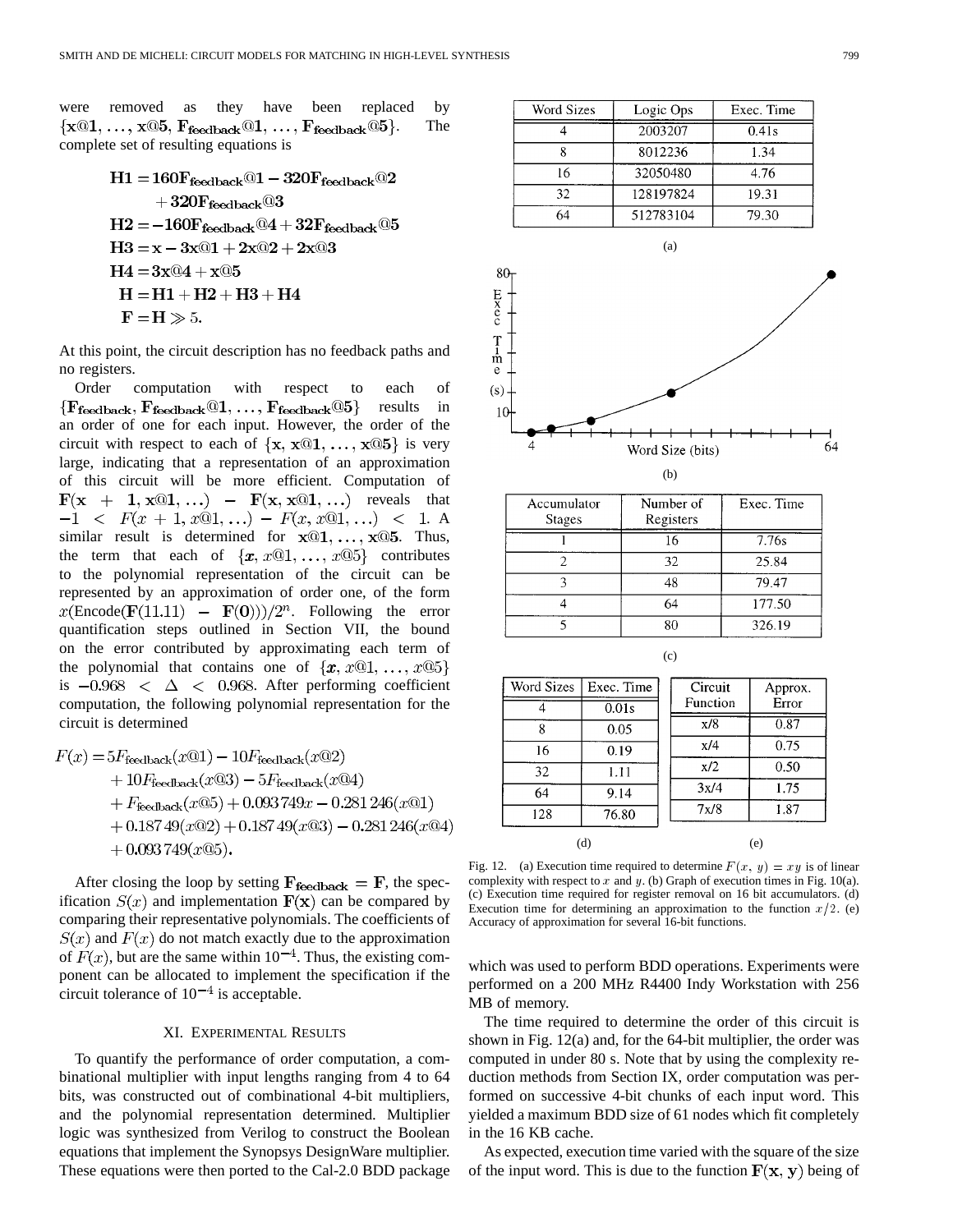were removed as they have been replaced by $\{\mathbf{x@1}, \ldots, \mathbf{x@5}, \mathbf{F_{feedback}@1}, \ldots, \mathbf{F_{feedback}@5}\}$. The complete set of resulting equations is

$$\begin{aligned}
\mathbf{H1} &= \mathbf{160F_{feedback}@1 - 320F_{feedback}@2} \\
&\quad \mathbf{+ 320F_{feedback}@3} \\
\mathbf{H2} &= \mathbf{-160F_{feedback}@4 + 32F_{feedback}@5} \\
\mathbf{H3} &= \mathbf{x - 3x@1 + 2x@2 + 2x@3} \\
\mathbf{H4} &= \mathbf{3x@4 + x@5} \\
\mathbf{H} &= \mathbf{H1 + H2 + H3 + H4} \\
\mathbf{F} &= \mathbf{H \gg 5.}
\end{aligned}$$

At this point, the circuit description has no feedback paths and no registers.

Order computation with respect to each of $\{\mathbf{F_{feedback}}, \mathbf{F_{feedback}@1}, \ldots, \mathbf{F_{feedback}@5}\}$ results in an order of one for each input. However, the order of the circuit with respect to each of $\{\mathbf{x}, \mathbf{x@1}, \ldots, \mathbf{x@5}\}$ is very large, indicating that a representation of an approximation of this circuit will be more efficient. Computation of $\mathbf{F(x+1, x@1, \ldots) - F(x, x@1, \ldots)}$ reveals that $-1 < F(x+1, x@1, \ldots) - F(x, x@1, \ldots) < 1$. A similar result is determined for $\mathbf{x@1}, \ldots, \mathbf{x@5}$. Thus, the term that each of $\{x, x@1, \ldots, x@5\}$ contributes to the polynomial representation of the circuit can be represented by an approximation of order one, of the form $x(\text{Encode}(\mathbf{F}(11.11) - \mathbf{F}(\mathbf{0})))/2^n$. Following the error quantification steps outlined in Section VII, the bound on the error contributed by approximating each term of the polynomial that contains one of $\{x, x@1, \ldots, x@5\}$ is $-0.968 < \Delta < 0.968$. After performing coefficient computation, the following polynomial representation for the circuit is determined

$$\begin{aligned}
F(x) &= 5F_{\text{feedback}}(x@1) - 10F_{\text{feedback}}(x@2) \\
&\quad + 10F_{\text{feedback}}(x@3) - 5F_{\text{feedback}}(x@4) \\
&\quad + F_{\text{feedback}}(x@5) + 0.093\,749x - 0.281\,246(x@1) \\
&\quad + 0.187\,49(x@2) + 0.187\,49(x@3) - 0.281\,246(x@4) \\
&\quad + 0.093\,749(x@5).
\end{aligned}$$

After closing the loop by setting $\mathbf{F_{feedback}} = \mathbf{F}$, the specification $S(x)$ and implementation $\mathbf{F(x)}$ can be compared by comparing their representative polynomials. The coefficients of $S(x)$ and $F(x)$ do not match exactly due to the approximation of $F(x)$, but are the same within $10^{-4}$. Thus, the existing component can be allocated to implement the specification if the circuit tolerance of $10^{-4}$ is acceptable.

## XI. Experimental Results

To quantify the performance of order computation, a combinational multiplier with input lengths ranging from 4 to 64 bits, was constructed out of combinational 4-bit multipliers, and the polynomial representation determined. Multiplier logic was synthesized from Verilog to construct the Boolean equations that implement the Synopsys DesignWare multiplier. These equations were then ported to the Cal-2.0 BDD package which was used to perform BDD operations. Experiments were performed on a 200 MHz R4400 Indy Workstation with 256 MB of memory.

The time required to determine the order of this circuit is shown in Fig. 12(a) and, for the 64-bit multiplier, the order was computed in under 80 s. Note that by using the complexity reduction methods from Section IX, order computation was performed on successive 4-bit chunks of each input word. This yielded a maximum BDD size of 61 nodes which fit completely in the 16 KB cache.

As expected, execution time varied with the square of the size of the input word. This is due to the function $\mathbf{F(x, y)}$ being of

| Word Sizes | Logic Ops | Exec. Time |
|---|---|---|
| 4 | 2003207 | 0.41s |
| 8 | 8012236 | 1.34 |
| 16 | 32050480 | 4.76 |
| 32 | 128197824 | 19.31 |
| 64 | 512783104 | 79.30 |

(a)

(b)

| Accumulator Stages | Number of Registers | Exec. Time |
|---|---|---|
| 1 | 16 | 7.76s |
| 2 | 32 | 25.84 |
| 3 | 48 | 79.47 |
| 4 | 64 | 177.50 |
| 5 | 80 | 326.19 |

(c)

| Word Sizes | Exec. Time |
|---|---|
| 4 | 0.01s |
| 8 | 0.05 |
| 16 | 0.19 |
| 32 | 1.11 |
| 64 | 9.14 |
| 128 | 76.80 |

(d)

| Circuit Function | Approx. Error |
|---|---|
| x/8 | 0.87 |
| x/4 | 0.75 |
| x/2 | 0.50 |
| 3x/4 | 1.75 |
| 7x/8 | 1.87 |

(e)

Fig. 12. (a) Execution time required to determine $F(x, y) = xy$ is of linear complexity with respect to $x$ and $y$. (b) Graph of execution times in Fig. 10(a). (c) Execution time required for register removal on 16 bit accumulators. (d) Execution time for determining an approximation to the function $x/2$. (e) Accuracy of approximation for several 16-bit functions.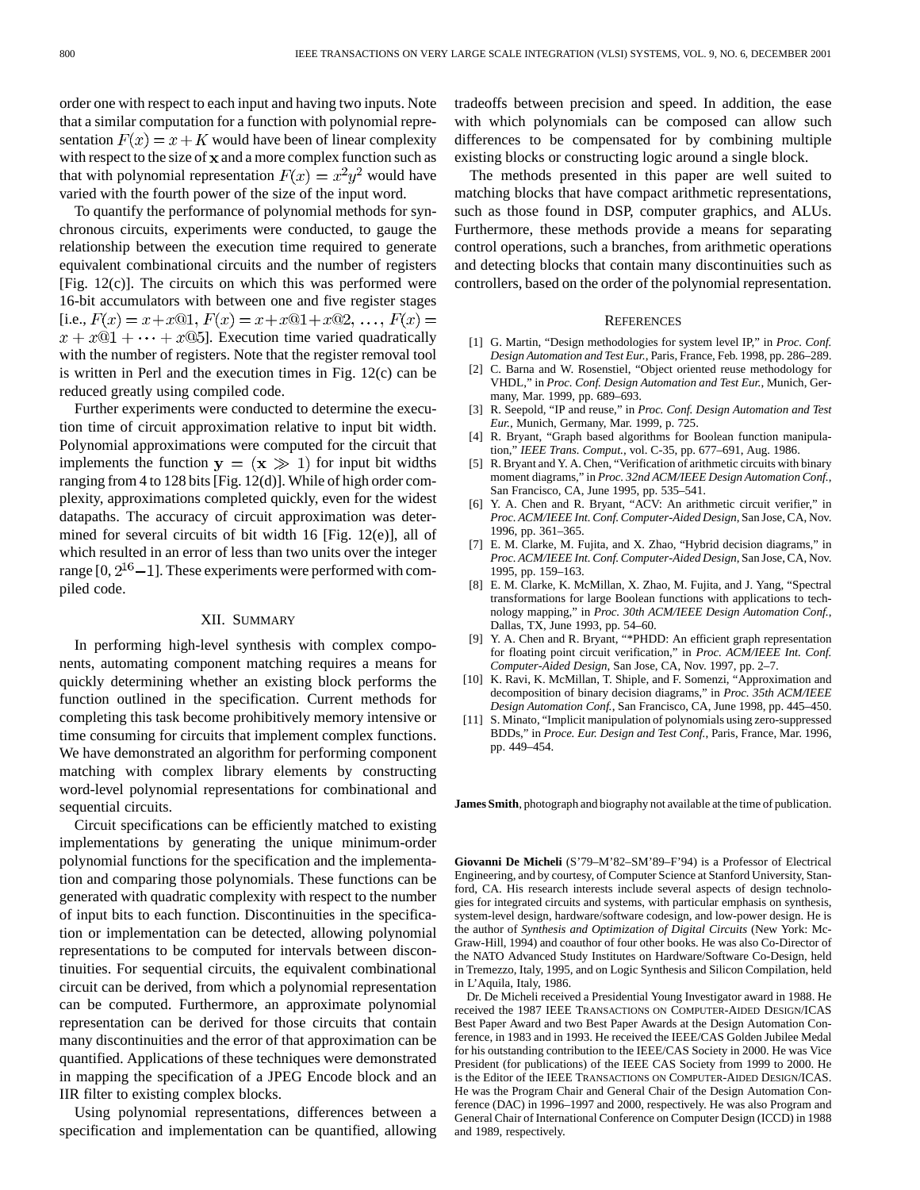order one with respect to each input and having two inputs. Note that a similar computation for a function with polynomial representation $F(x) = x + K$ would have been of linear complexity with respect to the size of $\mathbf{x}$ and a more complex function such as that with polynomial representation $F(x) = x^2y^2$ would have varied with the fourth power of the size of the input word.

To quantify the performance of polynomial methods for synchronous circuits, experiments were conducted, to gauge the relationship between the execution time required to generate equivalent combinational circuits and the number of registers [Fig. 12(c)]. The circuits on which this was performed were 16-bit accumulators with between one and five register stages [i.e., $F(x) = x + x@1$, $F(x) = x + x@1 + x@2, \ldots, F(x) = x + x@1 + \cdots + x@5$]. Execution time varied quadratically with the number of registers. Note that the register removal tool is written in Perl and the execution times in Fig. 12(c) can be reduced greatly using compiled code.

Further experiments were conducted to determine the execution time of circuit approximation relative to input bit width. Polynomial approximations were computed for the circuit that implements the function $\mathbf{y} = (\mathbf{x} \gg 1)$ for input bit widths ranging from 4 to 128 bits [Fig. 12(d)]. While of high order complexity, approximations completed quickly, even for the widest datapaths. The accuracy of circuit approximation was determined for several circuits of bit width 16 [Fig. 12(e)], all of which resulted in an error of less than two units over the integer range $[0, 2^{16}-1]$. These experiments were performed with compiled code.

## XII. Summary

In performing high-level synthesis with complex components, automating component matching requires a means for quickly determining whether an existing block performs the function outlined in the specification. Current methods for completing this task become prohibitively memory intensive or time consuming for circuits that implement complex functions. We have demonstrated an algorithm for performing component matching with complex library elements by constructing word-level polynomial representations for combinational and sequential circuits.

Circuit specifications can be efficiently matched to existing implementations by generating the unique minimum-order polynomial functions for the specification and the implementation and comparing those polynomials. These functions can be generated with quadratic complexity with respect to the number of input bits to each function. Discontinuities in the specification or implementation can be detected, allowing polynomial representations to be computed for intervals between discontinuities. For sequential circuits, the equivalent combinational circuit can be derived, from which a polynomial representation can be computed. Furthermore, an approximate polynomial representation can be derived for those circuits that contain many discontinuities and the error of that approximation can be quantified. Applications of these techniques were demonstrated in mapping the specification of a JPEG Encode block and an IIR filter to existing complex blocks.

Using polynomial representations, differences between a specification and implementation can be quantified, allowing tradeoffs between precision and speed. In addition, the ease with which polynomials can be composed can allow such differences to be compensated for by combining multiple existing blocks or constructing logic around a single block.

The methods presented in this paper are well suited to matching blocks that have compact arithmetic representations, such as those found in DSP, computer graphics, and ALUs. Furthermore, these methods provide a means for separating control operations, such a branches, from arithmetic operations and detecting blocks that contain many discontinuities such as controllers, based on the order of the polynomial representation.

## References

[1] G. Martin, "Design methodologies for system level IP," in *Proc. Conf. Design Automation and Test Eur.*, Paris, France, Feb. 1998, pp. 286–289.

[2] C. Barna and W. Rosenstiel, "Object oriented reuse methodology for VHDL," in *Proc. Conf. Design Automation and Test Eur.*, Munich, Germany, Mar. 1999, pp. 689–693.

[3] R. Seepold, "IP and reuse," in *Proc. Conf. Design Automation and Test Eur.*, Munich, Germany, Mar. 1999, p. 725.

[4] R. Bryant, "Graph based algorithms for Boolean function manipulation," *IEEE Trans. Comput.*, vol. C-35, pp. 677–691, Aug. 1986.

[5] R. Bryant and Y. A. Chen, "Verification of arithmetic circuits with binary moment diagrams," in *Proc. 32nd ACM/IEEE Design Automation Conf.*, San Francisco, CA, June 1995, pp. 535–541.

[6] Y. A. Chen and R. Bryant, "ACV: An arithmetic circuit verifier," in *Proc. ACM/IEEE Int. Conf. Computer-Aided Design*, San Jose, CA, Nov. 1996, pp. 361–365.

[7] E. M. Clarke, M. Fujita, and X. Zhao, "Hybrid decision diagrams," in *Proc. ACM/IEEE Int. Conf. Computer-Aided Design*, San Jose, CA, Nov. 1995, pp. 159–163.

[8] E. M. Clarke, K. McMillan, X. Zhao, M. Fujita, and J. Yang, "Spectral transformations for large Boolean functions with applications to technology mapping," in *Proc. 30th ACM/IEEE Design Automation Conf.*, Dallas, TX, June 1993, pp. 54–60.

[9] Y. A. Chen and R. Bryant, "*PHDD: An efficient graph representation for floating point circuit verification," in *Proc. ACM/IEEE Int. Conf. Computer-Aided Design*, San Jose, CA, Nov. 1997, pp. 2–7.

[10] K. Ravi, K. McMillan, T. Shiple, and F. Somenzi, "Approximation and decomposition of binary decision diagrams," in *Proc. 35th ACM/IEEE Design Automation Conf.*, San Francisco, CA, June 1998, pp. 445–450.

[11] S. Minato, "Implicit manipulation of polynomials using zero-suppressed BDDs," in *Proce. Eur. Design and Test Conf.*, Paris, France, Mar. 1996, pp. 449–454.

**James Smith**, photograph and biography not available at the time of publication.

**Giovanni De Micheli** (S'79–M'82–SM'89–F'94) is a Professor of Electrical Engineering, and by courtesy, of Computer Science at Stanford University, Stanford, CA. His research interests include several aspects of design technologies for integrated circuits and systems, with particular emphasis on synthesis, system-level design, hardware/software codesign, and low-power design. He is the author of *Synthesis and Optimization of Digital Circuits* (New York: McGraw-Hill, 1994) and coauthor of four other books. He was also Co-Director of the NATO Advanced Study Institutes on Hardware/Software Co-Design, held in Tremezzo, Italy, 1995, and on Logic Synthesis and Silicon Compilation, held in L'Aquila, Italy, 1986.

Dr. De Micheli received a Presidential Young Investigator award in 1988. He received the 1987 IEEE Transactions on Computer-Aided Design/ICAS Best Paper Award and two Best Paper Awards at the Design Automation Conference, in 1983 and in 1993. He received the IEEE/CAS Golden Jubilee Medal for his outstanding contribution to the IEEE/CAS Society in 2000. He was Vice President (for publications) of the IEEE CAS Society from 1999 to 2000. He is the Editor of the IEEE Transactions on Computer-Aided Design/ICAS. He was the Program Chair and General Chair of the Design Automation Conference (DAC) in 1996–1997 and 2000, respectively. He was also Program and General Chair of International Conference on Computer Design (ICCD) in 1988 and 1989, respectively.